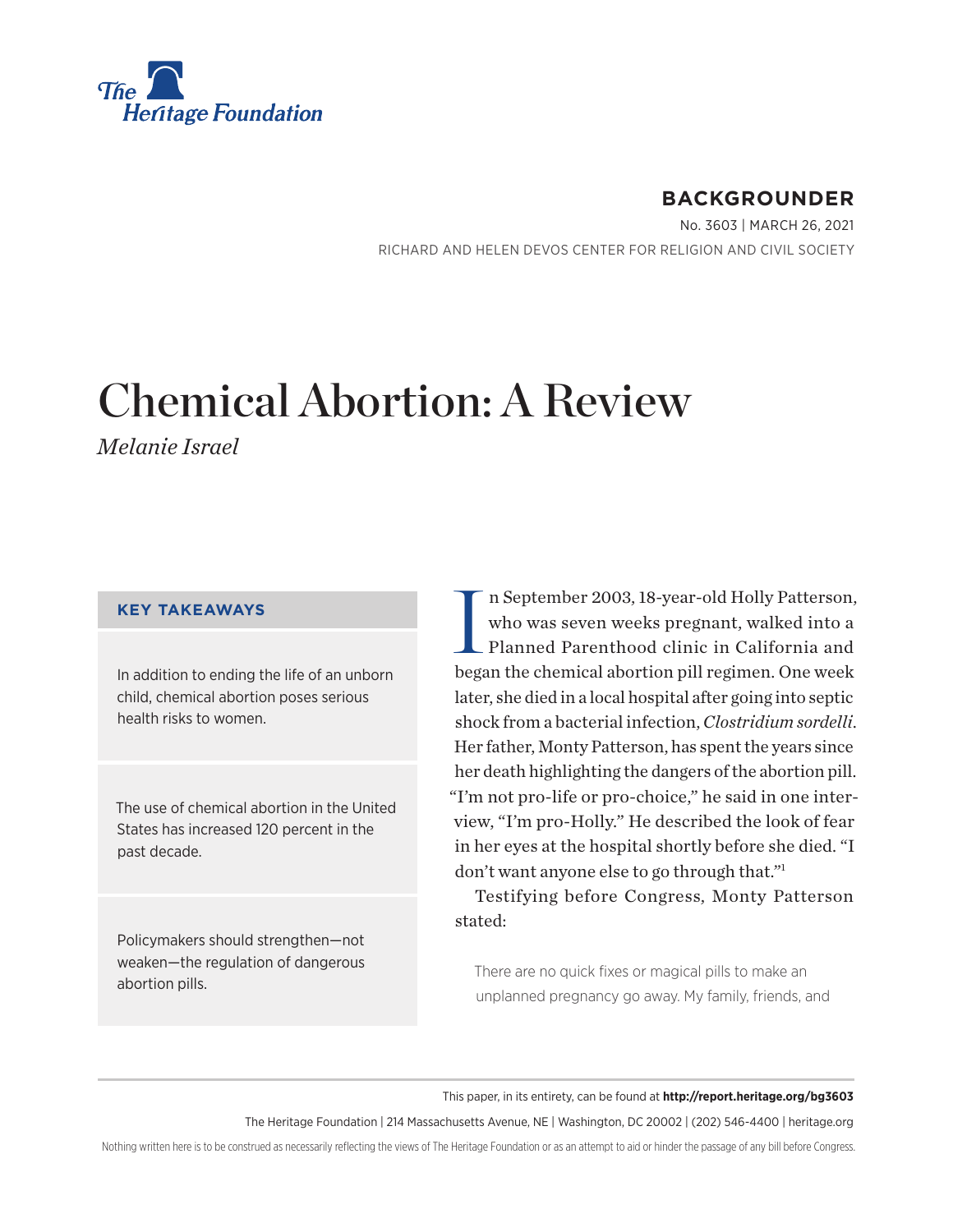# Chemical Abortion: A Review

*Melanie Israel*

**BACKGROUNDER**

No. 3603 | March 26, 2021

RICHARD AND HELEN DEVOS CENTER FOR RELIGION AND CIVIL SOCIETY

### KEY TAKEAWAYS

In addition to ending the life of an unborn child, chemical abortion poses serious health risks to women.

The use of chemical abortion in the United States has increased 120 percent in the past decade.

Policymakers should strengthen—not weaken—the regulation of dangerous abortion pills.

In September 2003, 18-year-old Holly Patterson, who was seven weeks pregnant, walked into a Planned Parenthood clinic in California and began the chemical abortion pill regimen. One week later, she died in a local hospital after going into septic shock from a bacterial infection, *Clostridium sordelli*. Her father, Monty Patterson, has spent the years since her death highlighting the dangers of the abortion pill. "I'm not pro-life or pro-choice," he said in one interview, "I'm pro-Holly." He described the look of fear in her eyes at the hospital shortly before she died. "I don't want anyone else to go through that."[1]

Testifying before Congress, Monty Patterson stated:

> There are no quick fixes or magical pills to make an unplanned pregnancy go away. My family, friends, and

This paper, in its entirety, can be found at **http://report.heritage.org/bg3603**

The Heritage Foundation | 214 Massachusetts Avenue, NE | Washington, DC 20002 | (202) 546-4400 | heritage.org

Nothing written here is to be construed as necessarily reflecting the views of The Heritage Foundation or as an attempt to aid or hinder the passage of any bill before Congress.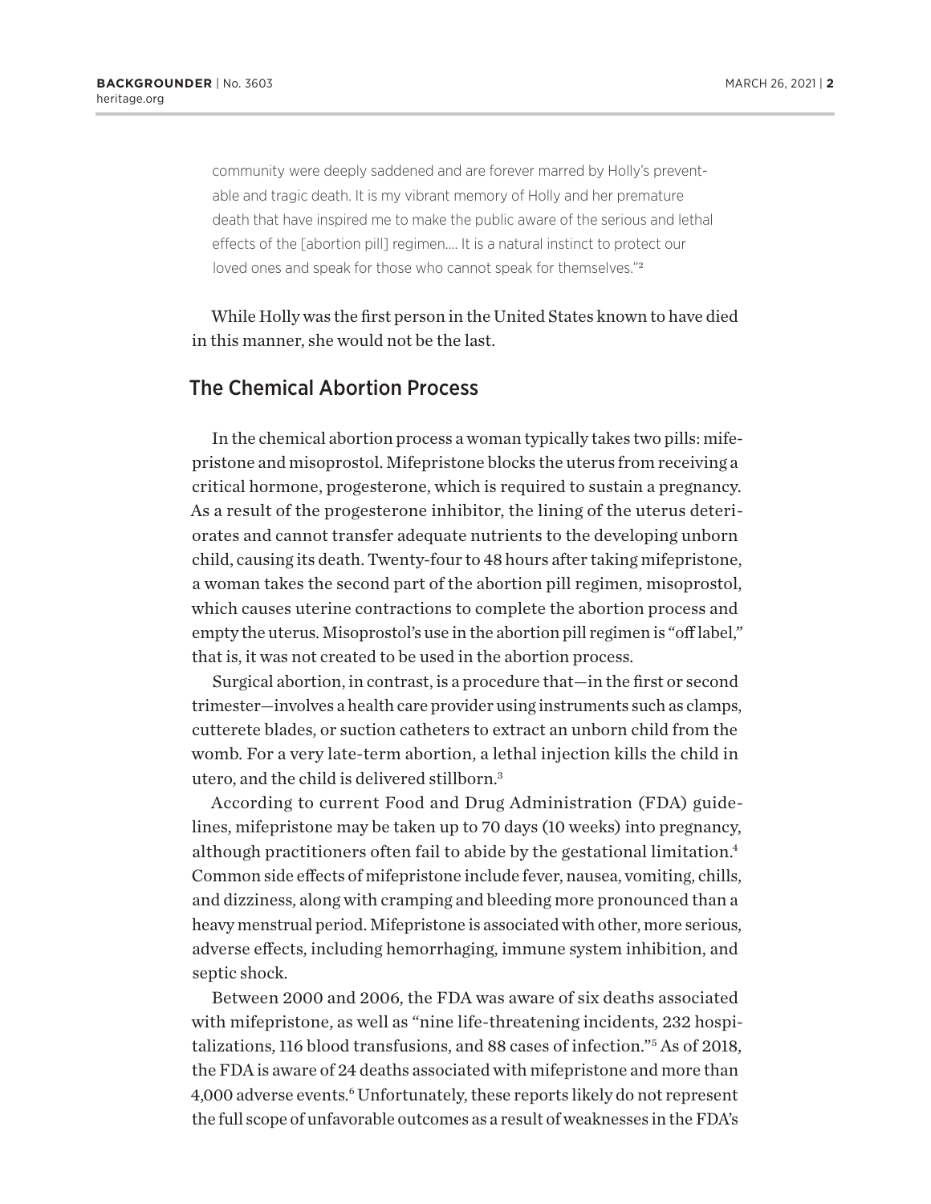> community were deeply saddened and are forever marred by Holly's preventable and tragic death. It is my vibrant memory of Holly and her premature death that have inspired me to make the public aware of the serious and lethal effects of the [abortion pill] regimen.... It is a natural instinct to protect our loved ones and speak for those who cannot speak for themselves."[2]

While Holly was the first person in the United States known to have died in this manner, she would not be the last.

## The Chemical Abortion Process

In the chemical abortion process a woman typically takes two pills: mifepristone and misoprostol. Mifepristone blocks the uterus from receiving a critical hormone, progesterone, which is required to sustain a pregnancy. As a result of the progesterone inhibitor, the lining of the uterus deteriorates and cannot transfer adequate nutrients to the developing unborn child, causing its death. Twenty-four to 48 hours after taking mifepristone, a woman takes the second part of the abortion pill regimen, misoprostol, which causes uterine contractions to complete the abortion process and empty the uterus. Misoprostol's use in the abortion pill regimen is "off label," that is, it was not created to be used in the abortion process.

Surgical abortion, in contrast, is a procedure that—in the first or second trimester—involves a health care provider using instruments such as clamps, cutterete blades, or suction catheters to extract an unborn child from the womb. For a very late-term abortion, a lethal injection kills the child in utero, and the child is delivered stillborn.[3]

According to current Food and Drug Administration (FDA) guidelines, mifepristone may be taken up to 70 days (10 weeks) into pregnancy, although practitioners often fail to abide by the gestational limitation.[4] Common side effects of mifepristone include fever, nausea, vomiting, chills, and dizziness, along with cramping and bleeding more pronounced than a heavy menstrual period. Mifepristone is associated with other, more serious, adverse effects, including hemorrhaging, immune system inhibition, and septic shock.

Between 2000 and 2006, the FDA was aware of six deaths associated with mifepristone, as well as "nine life-threatening incidents, 232 hospitalizations, 116 blood transfusions, and 88 cases of infection."[5] As of 2018, the FDA is aware of 24 deaths associated with mifepristone and more than 4,000 adverse events.[6] Unfortunately, these reports likely do not represent the full scope of unfavorable outcomes as a result of weaknesses in the FDA's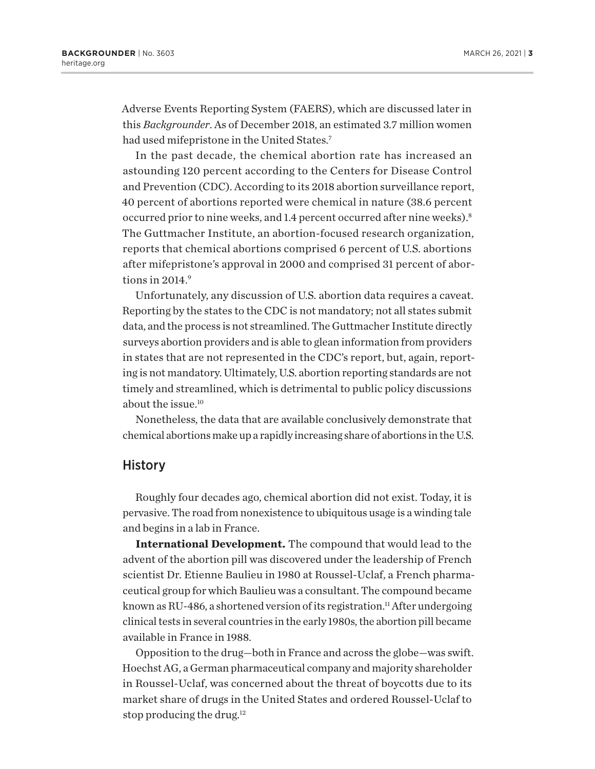Adverse Events Reporting System (FAERS), which are discussed later in this *Backgrounder*. As of December 2018, an estimated 3.7 million women had used mifepristone in the United States.[7]

In the past decade, the chemical abortion rate has increased an astounding 120 percent according to the Centers for Disease Control and Prevention (CDC). According to its 2018 abortion surveillance report, 40 percent of abortions reported were chemical in nature (38.6 percent occurred prior to nine weeks, and 1.4 percent occurred after nine weeks).[8] The Guttmacher Institute, an abortion-focused research organization, reports that chemical abortions comprised 6 percent of U.S. abortions after mifepristone's approval in 2000 and comprised 31 percent of abortions in 2014.[9]

Unfortunately, any discussion of U.S. abortion data requires a caveat. Reporting by the states to the CDC is not mandatory; not all states submit data, and the process is not streamlined. The Guttmacher Institute directly surveys abortion providers and is able to glean information from providers in states that are not represented in the CDC's report, but, again, reporting is not mandatory. Ultimately, U.S. abortion reporting standards are not timely and streamlined, which is detrimental to public policy discussions about the issue.[10]

Nonetheless, the data that are available conclusively demonstrate that chemical abortions make up a rapidly increasing share of abortions in the U.S.

## History

Roughly four decades ago, chemical abortion did not exist. Today, it is pervasive. The road from nonexistence to ubiquitous usage is a winding tale and begins in a lab in France.

**International Development.** The compound that would lead to the advent of the abortion pill was discovered under the leadership of French scientist Dr. Etienne Baulieu in 1980 at Roussel-Uclaf, a French pharmaceutical group for which Baulieu was a consultant. The compound became known as RU-486, a shortened version of its registration.[11] After undergoing clinical tests in several countries in the early 1980s, the abortion pill became available in France in 1988.

Opposition to the drug—both in France and across the globe—was swift. Hoechst AG, a German pharmaceutical company and majority shareholder in Roussel-Uclaf, was concerned about the threat of boycotts due to its market share of drugs in the United States and ordered Roussel-Uclaf to stop producing the drug.[12]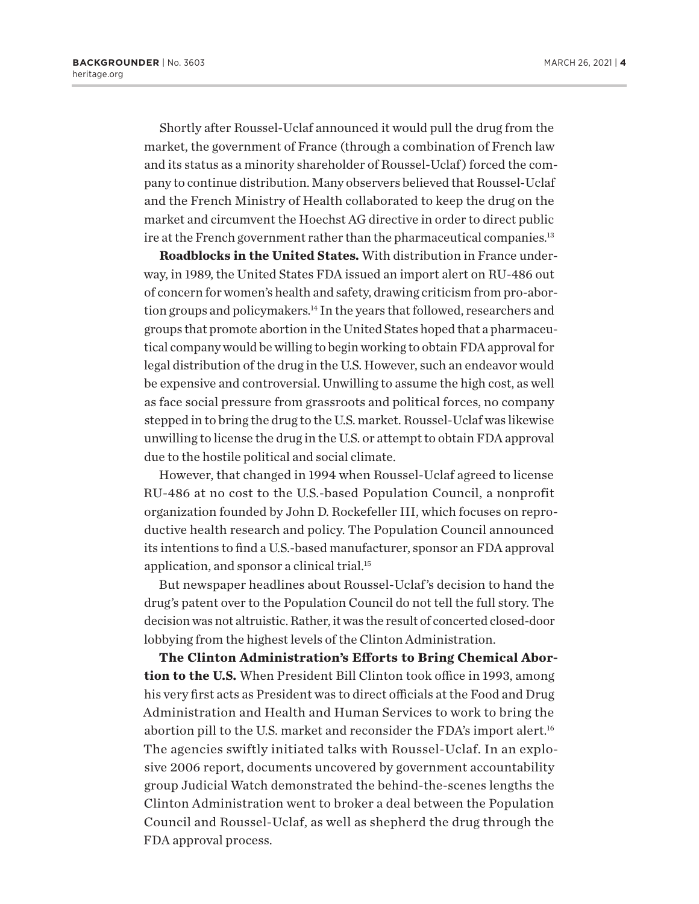Shortly after Roussel-Uclaf announced it would pull the drug from the market, the government of France (through a combination of French law and its status as a minority shareholder of Roussel-Uclaf) forced the company to continue distribution. Many observers believed that Roussel-Uclaf and the French Ministry of Health collaborated to keep the drug on the market and circumvent the Hoechst AG directive in order to direct public ire at the French government rather than the pharmaceutical companies.[13]

**Roadblocks in the United States.** With distribution in France underway, in 1989, the United States FDA issued an import alert on RU-486 out of concern for women's health and safety, drawing criticism from pro-abortion groups and policymakers.[14] In the years that followed, researchers and groups that promote abortion in the United States hoped that a pharmaceutical company would be willing to begin working to obtain FDA approval for legal distribution of the drug in the U.S. However, such an endeavor would be expensive and controversial. Unwilling to assume the high cost, as well as face social pressure from grassroots and political forces, no company stepped in to bring the drug to the U.S. market. Roussel-Uclaf was likewise unwilling to license the drug in the U.S. or attempt to obtain FDA approval due to the hostile political and social climate.

However, that changed in 1994 when Roussel-Uclaf agreed to license RU-486 at no cost to the U.S.-based Population Council, a nonprofit organization founded by John D. Rockefeller III, which focuses on reproductive health research and policy. The Population Council announced its intentions to find a U.S.-based manufacturer, sponsor an FDA approval application, and sponsor a clinical trial.[15]

But newspaper headlines about Roussel-Uclaf's decision to hand the drug's patent over to the Population Council do not tell the full story. The decision was not altruistic. Rather, it was the result of concerted closed-door lobbying from the highest levels of the Clinton Administration.

**The Clinton Administration's Efforts to Bring Chemical Abortion to the U.S.** When President Bill Clinton took office in 1993, among his very first acts as President was to direct officials at the Food and Drug Administration and Health and Human Services to work to bring the abortion pill to the U.S. market and reconsider the FDA's import alert.[16] The agencies swiftly initiated talks with Roussel-Uclaf. In an explosive 2006 report, documents uncovered by government accountability group Judicial Watch demonstrated the behind-the-scenes lengths the Clinton Administration went to broker a deal between the Population Council and Roussel-Uclaf, as well as shepherd the drug through the FDA approval process.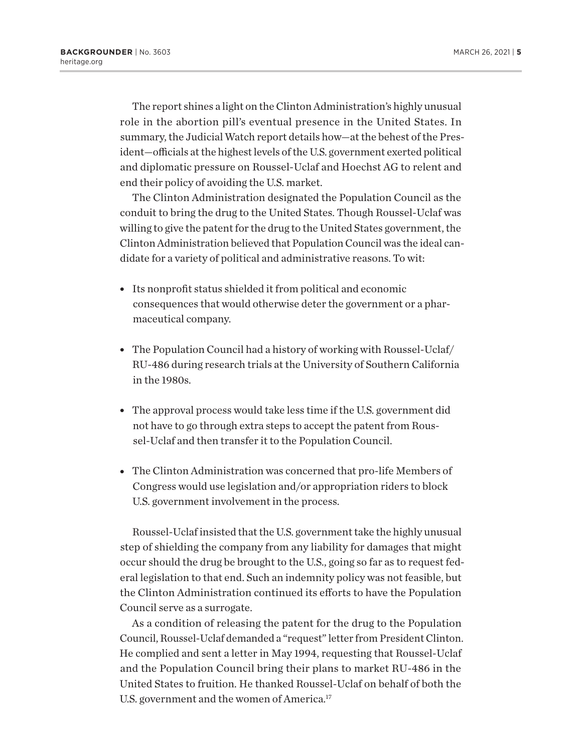The report shines a light on the Clinton Administration's highly unusual role in the abortion pill's eventual presence in the United States. In summary, the Judicial Watch report details how—at the behest of the President—officials at the highest levels of the U.S. government exerted political and diplomatic pressure on Roussel-Uclaf and Hoechst AG to relent and end their policy of avoiding the U.S. market.

The Clinton Administration designated the Population Council as the conduit to bring the drug to the United States. Though Roussel-Uclaf was willing to give the patent for the drug to the United States government, the Clinton Administration believed that Population Council was the ideal candidate for a variety of political and administrative reasons. To wit:

- Its nonprofit status shielded it from political and economic consequences that would otherwise deter the government or a pharmaceutical company.
- The Population Council had a history of working with Roussel-Uclaf/RU-486 during research trials at the University of Southern California in the 1980s.
- The approval process would take less time if the U.S. government did not have to go through extra steps to accept the patent from Roussel-Uclaf and then transfer it to the Population Council.
- The Clinton Administration was concerned that pro-life Members of Congress would use legislation and/or appropriation riders to block U.S. government involvement in the process.

Roussel-Uclaf insisted that the U.S. government take the highly unusual step of shielding the company from any liability for damages that might occur should the drug be brought to the U.S., going so far as to request federal legislation to that end. Such an indemnity policy was not feasible, but the Clinton Administration continued its efforts to have the Population Council serve as a surrogate.

As a condition of releasing the patent for the drug to the Population Council, Roussel-Uclaf demanded a "request" letter from President Clinton. He complied and sent a letter in May 1994, requesting that Roussel-Uclaf and the Population Council bring their plans to market RU-486 in the United States to fruition. He thanked Roussel-Uclaf on behalf of both the U.S. government and the women of America.[17]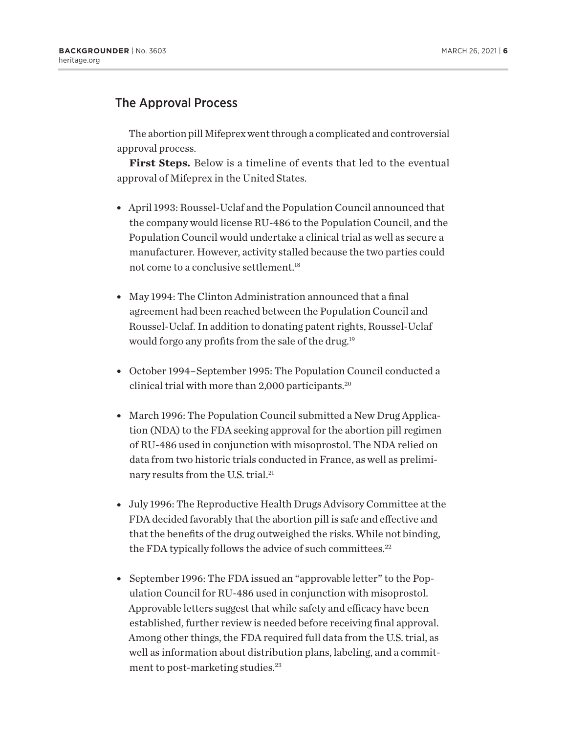## The Approval Process

The abortion pill Mifeprex went through a complicated and controversial approval process.

**First Steps.** Below is a timeline of events that led to the eventual approval of Mifeprex in the United States.

- April 1993: Roussel-Uclaf and the Population Council announced that the company would license RU-486 to the Population Council, and the Population Council would undertake a clinical trial as well as secure a manufacturer. However, activity stalled because the two parties could not come to a conclusive settlement.[18]

- May 1994: The Clinton Administration announced that a final agreement had been reached between the Population Council and Roussel-Uclaf. In addition to donating patent rights, Roussel-Uclaf would forgo any profits from the sale of the drug.[19]

- October 1994–September 1995: The Population Council conducted a clinical trial with more than 2,000 participants.[20]

- March 1996: The Population Council submitted a New Drug Application (NDA) to the FDA seeking approval for the abortion pill regimen of RU-486 used in conjunction with misoprostol. The NDA relied on data from two historic trials conducted in France, as well as preliminary results from the U.S. trial.[21]

- July 1996: The Reproductive Health Drugs Advisory Committee at the FDA decided favorably that the abortion pill is safe and effective and that the benefits of the drug outweighed the risks. While not binding, the FDA typically follows the advice of such committees.[22]

- September 1996: The FDA issued an "approvable letter" to the Population Council for RU-486 used in conjunction with misoprostol. Approvable letters suggest that while safety and efficacy have been established, further review is needed before receiving final approval. Among other things, the FDA required full data from the U.S. trial, as well as information about distribution plans, labeling, and a commitment to post-marketing studies.[23]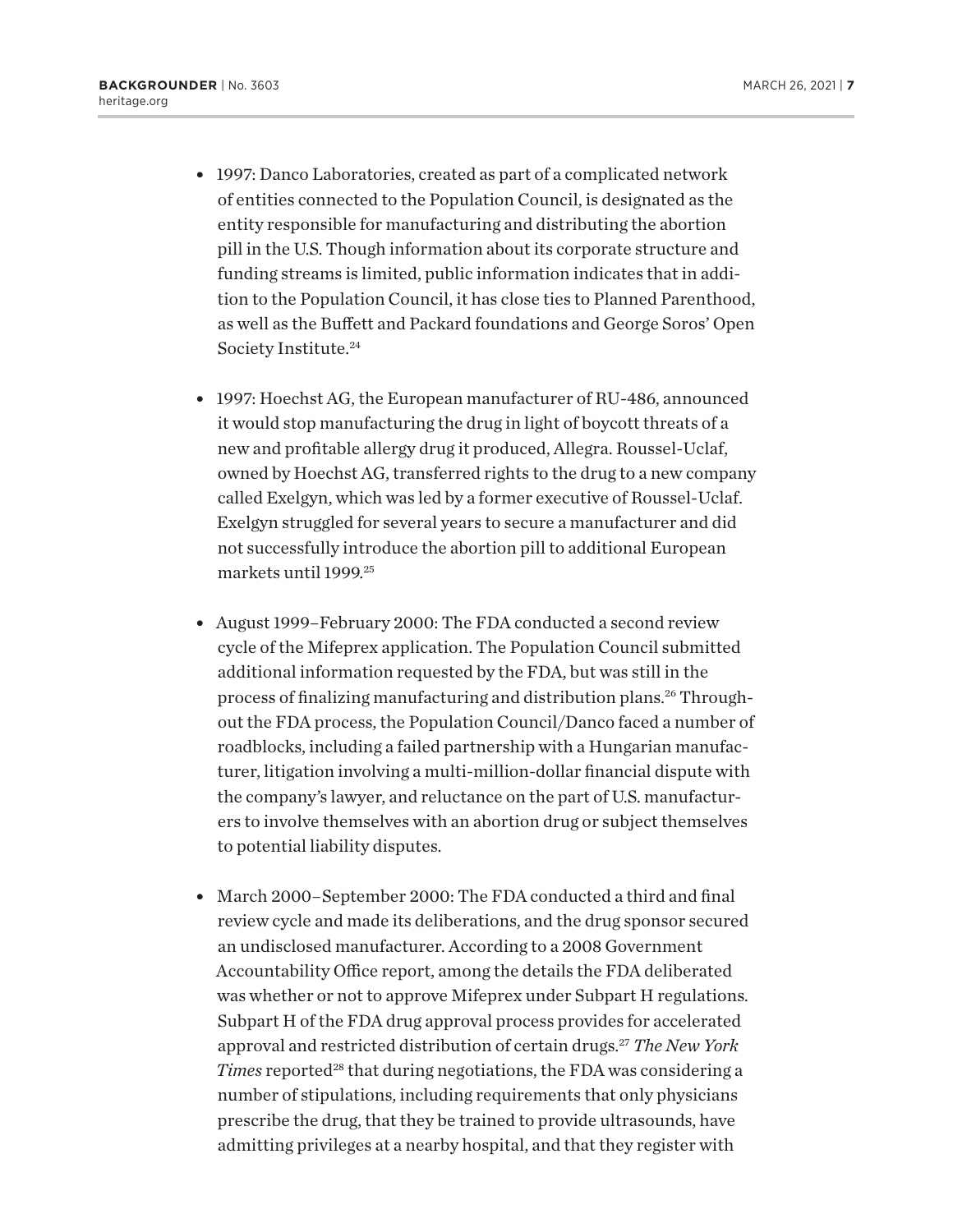- 1997: Danco Laboratories, created as part of a complicated network of entities connected to the Population Council, is designated as the entity responsible for manufacturing and distributing the abortion pill in the U.S. Though information about its corporate structure and funding streams is limited, public information indicates that in addition to the Population Council, it has close ties to Planned Parenthood, as well as the Buffett and Packard foundations and George Soros' Open Society Institute.[24]

- 1997: Hoechst AG, the European manufacturer of RU-486, announced it would stop manufacturing the drug in light of boycott threats of a new and profitable allergy drug it produced, Allegra. Roussel-Uclaf, owned by Hoechst AG, transferred rights to the drug to a new company called Exelgyn, which was led by a former executive of Roussel-Uclaf. Exelgyn struggled for several years to secure a manufacturer and did not successfully introduce the abortion pill to additional European markets until 1999.[25]

- August 1999–February 2000: The FDA conducted a second review cycle of the Mifeprex application. The Population Council submitted additional information requested by the FDA, but was still in the process of finalizing manufacturing and distribution plans.[26] Throughout the FDA process, the Population Council/Danco faced a number of roadblocks, including a failed partnership with a Hungarian manufacturer, litigation involving a multi-million-dollar financial dispute with the company's lawyer, and reluctance on the part of U.S. manufacturers to involve themselves with an abortion drug or subject themselves to potential liability disputes.

- March 2000–September 2000: The FDA conducted a third and final review cycle and made its deliberations, and the drug sponsor secured an undisclosed manufacturer. According to a 2008 Government Accountability Office report, among the details the FDA deliberated was whether or not to approve Mifeprex under Subpart H regulations. Subpart H of the FDA drug approval process provides for accelerated approval and restricted distribution of certain drugs.[27] *The New York Times* reported[28] that during negotiations, the FDA was considering a number of stipulations, including requirements that only physicians prescribe the drug, that they be trained to provide ultrasounds, have admitting privileges at a nearby hospital, and that they register with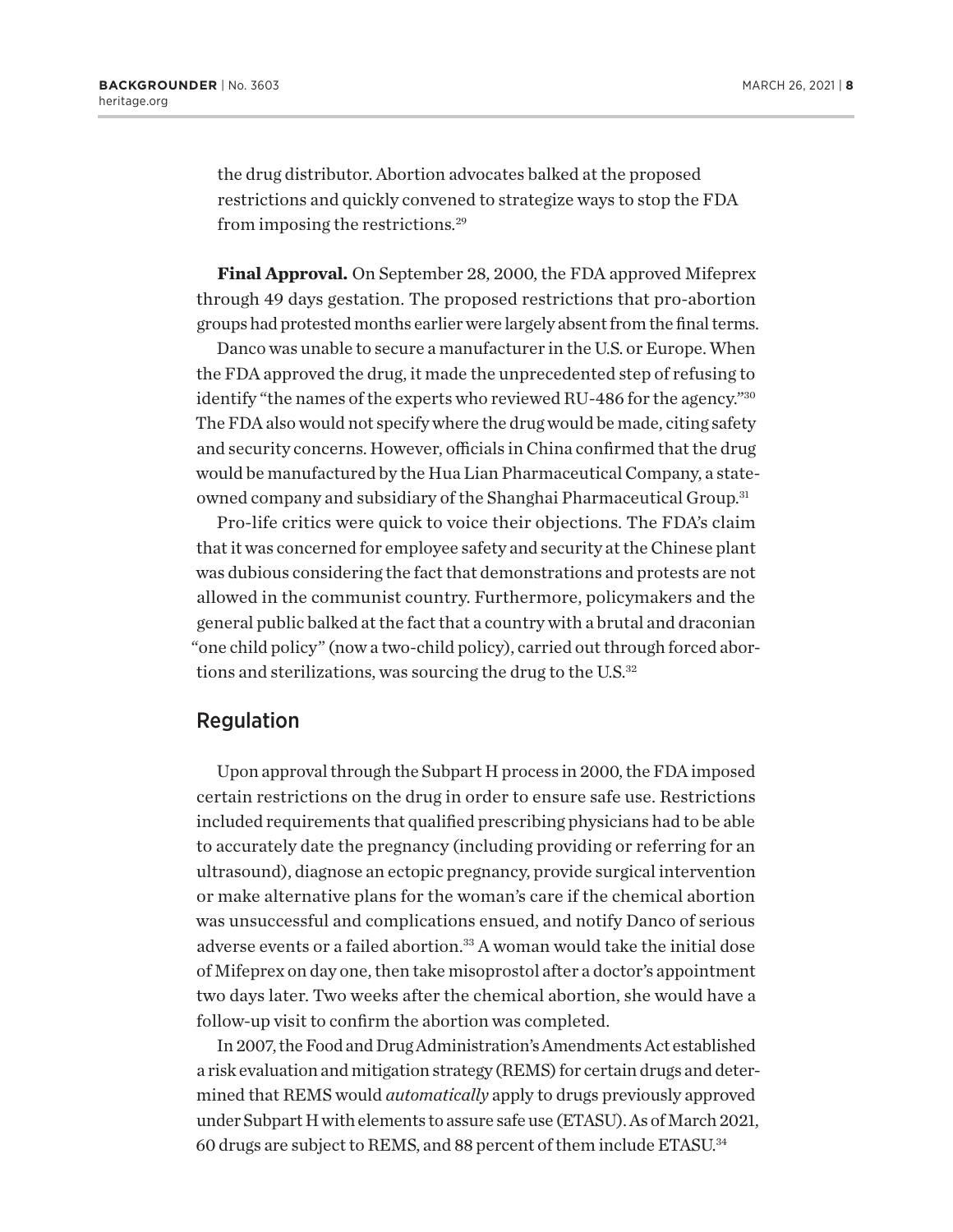the drug distributor. Abortion advocates balked at the proposed restrictions and quickly convened to strategize ways to stop the FDA from imposing the restrictions.[29]

**Final Approval.** On September 28, 2000, the FDA approved Mifeprex through 49 days gestation. The proposed restrictions that pro-abortion groups had protested months earlier were largely absent from the final terms.

Danco was unable to secure a manufacturer in the U.S. or Europe. When the FDA approved the drug, it made the unprecedented step of refusing to identify "the names of the experts who reviewed RU-486 for the agency."[30] The FDA also would not specify where the drug would be made, citing safety and security concerns. However, officials in China confirmed that the drug would be manufactured by the Hua Lian Pharmaceutical Company, a state-owned company and subsidiary of the Shanghai Pharmaceutical Group.[31]

Pro-life critics were quick to voice their objections. The FDA's claim that it was concerned for employee safety and security at the Chinese plant was dubious considering the fact that demonstrations and protests are not allowed in the communist country. Furthermore, policymakers and the general public balked at the fact that a country with a brutal and draconian "one child policy" (now a two-child policy), carried out through forced abortions and sterilizations, was sourcing the drug to the U.S.[32]

## Regulation

Upon approval through the Subpart H process in 2000, the FDA imposed certain restrictions on the drug in order to ensure safe use. Restrictions included requirements that qualified prescribing physicians had to be able to accurately date the pregnancy (including providing or referring for an ultrasound), diagnose an ectopic pregnancy, provide surgical intervention or make alternative plans for the woman's care if the chemical abortion was unsuccessful and complications ensued, and notify Danco of serious adverse events or a failed abortion.[33] A woman would take the initial dose of Mifeprex on day one, then take misoprostol after a doctor's appointment two days later. Two weeks after the chemical abortion, she would have a follow-up visit to confirm the abortion was completed.

In 2007, the Food and Drug Administration's Amendments Act established a risk evaluation and mitigation strategy (REMS) for certain drugs and determined that REMS would *automatically* apply to drugs previously approved under Subpart H with elements to assure safe use (ETASU). As of March 2021, 60 drugs are subject to REMS, and 88 percent of them include ETASU.[34]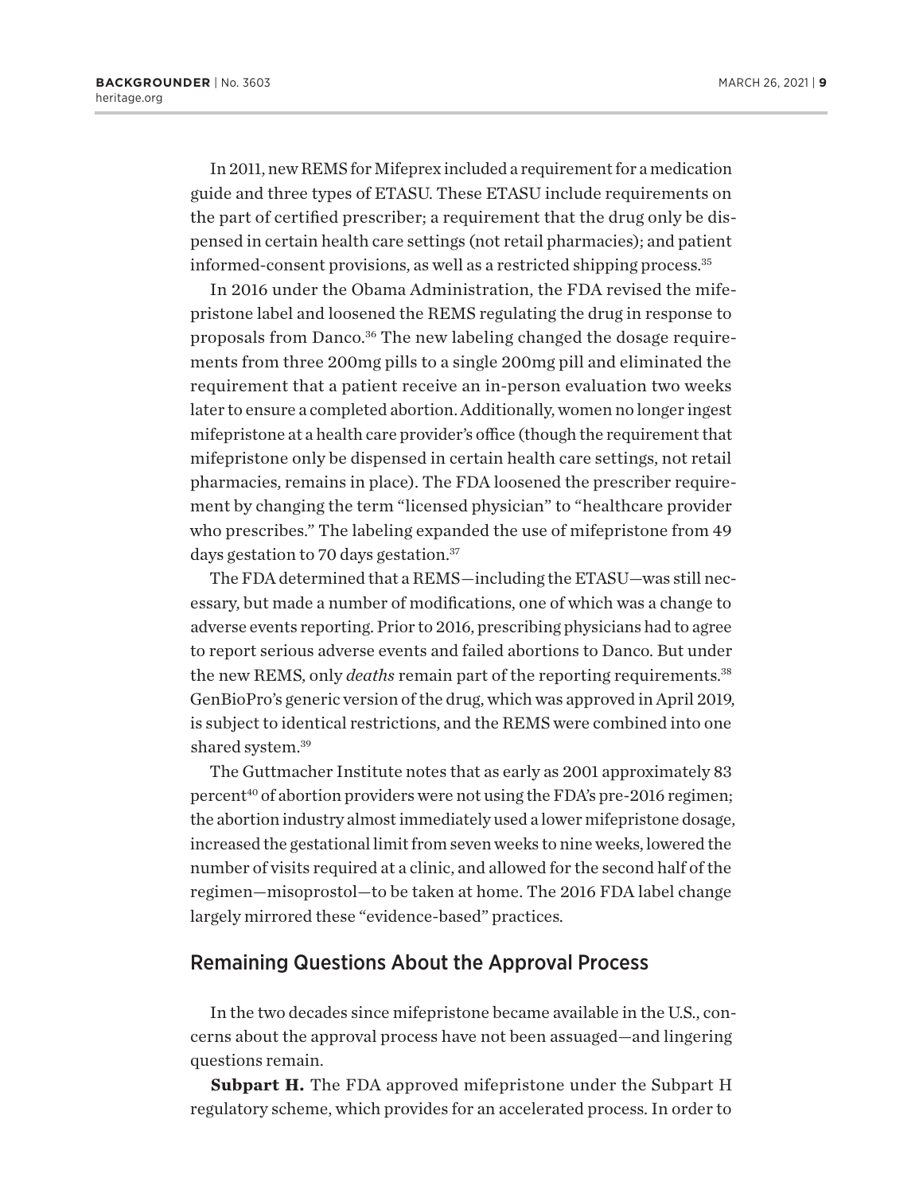In 2011, new REMS for Mifeprex included a requirement for a medication guide and three types of ETASU. These ETASU include requirements on the part of certified prescriber; a requirement that the drug only be dispensed in certain health care settings (not retail pharmacies); and patient informed-consent provisions, as well as a restricted shipping process.[35]

In 2016 under the Obama Administration, the FDA revised the mifepristone label and loosened the REMS regulating the drug in response to proposals from Danco.[36] The new labeling changed the dosage requirements from three 200mg pills to a single 200mg pill and eliminated the requirement that a patient receive an in-person evaluation two weeks later to ensure a completed abortion. Additionally, women no longer ingest mifepristone at a health care provider's office (though the requirement that mifepristone only be dispensed in certain health care settings, not retail pharmacies, remains in place). The FDA loosened the prescriber requirement by changing the term "licensed physician" to "healthcare provider who prescribes." The labeling expanded the use of mifepristone from 49 days gestation to 70 days gestation.[37]

The FDA determined that a REMS—including the ETASU—was still necessary, but made a number of modifications, one of which was a change to adverse events reporting. Prior to 2016, prescribing physicians had to agree to report serious adverse events and failed abortions to Danco. But under the new REMS, only *deaths* remain part of the reporting requirements.[38] GenBioPro's generic version of the drug, which was approved in April 2019, is subject to identical restrictions, and the REMS were combined into one shared system.[39]

The Guttmacher Institute notes that as early as 2001 approximately 83 percent[40] of abortion providers were not using the FDA's pre-2016 regimen; the abortion industry almost immediately used a lower mifepristone dosage, increased the gestational limit from seven weeks to nine weeks, lowered the number of visits required at a clinic, and allowed for the second half of the regimen—misoprostol—to be taken at home. The 2016 FDA label change largely mirrored these "evidence-based" practices.

## Remaining Questions About the Approval Process

In the two decades since mifepristone became available in the U.S., concerns about the approval process have not been assuaged—and lingering questions remain.

**Subpart H.** The FDA approved mifepristone under the Subpart H regulatory scheme, which provides for an accelerated process. In order to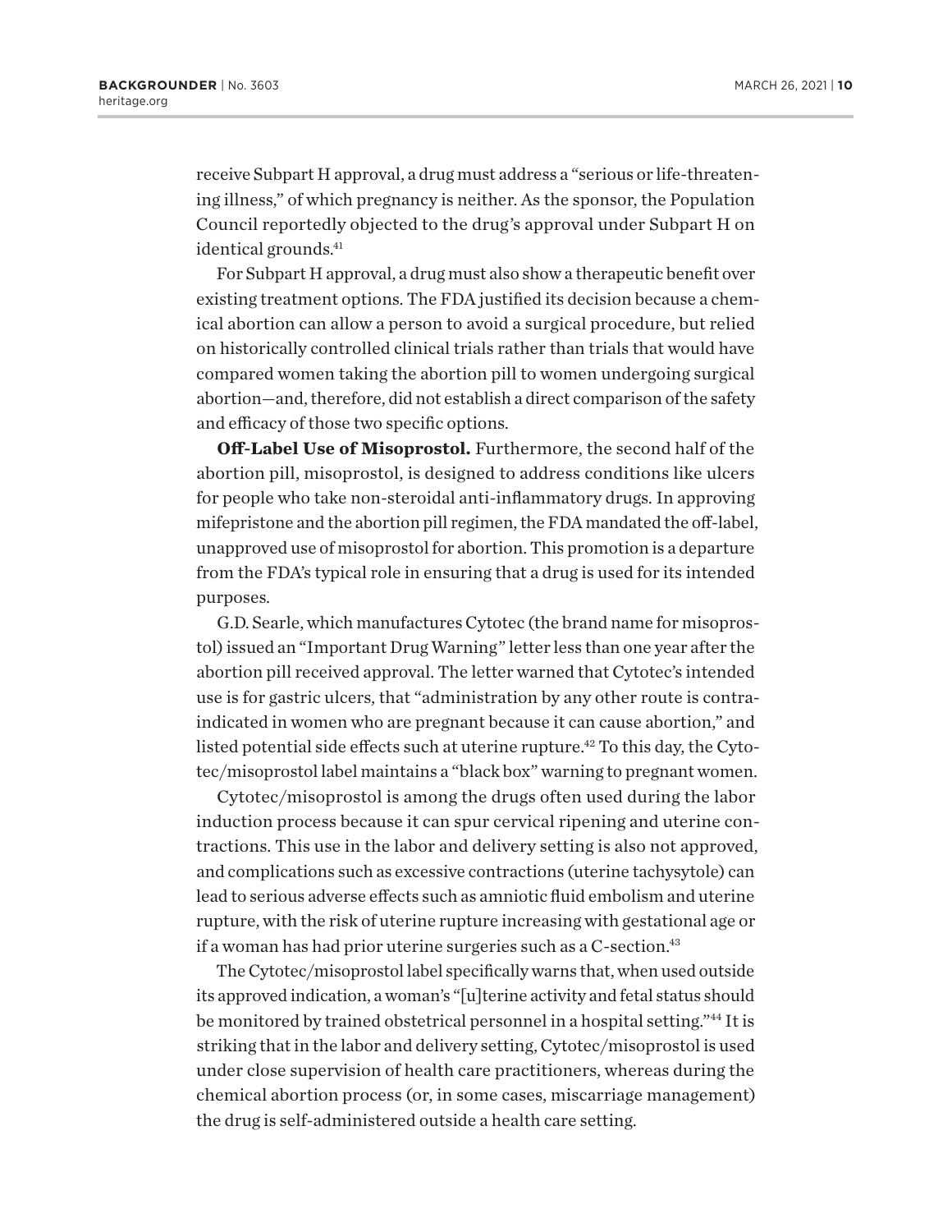receive Subpart H approval, a drug must address a "serious or life-threatening illness," of which pregnancy is neither. As the sponsor, the Population Council reportedly objected to the drug's approval under Subpart H on identical grounds.[41]

For Subpart H approval, a drug must also show a therapeutic benefit over existing treatment options. The FDA justified its decision because a chemical abortion can allow a person to avoid a surgical procedure, but relied on historically controlled clinical trials rather than trials that would have compared women taking the abortion pill to women undergoing surgical abortion—and, therefore, did not establish a direct comparison of the safety and efficacy of those two specific options.

**Off-Label Use of Misoprostol.** Furthermore, the second half of the abortion pill, misoprostol, is designed to address conditions like ulcers for people who take non-steroidal anti-inflammatory drugs. In approving mifepristone and the abortion pill regimen, the FDA mandated the off-label, unapproved use of misoprostol for abortion. This promotion is a departure from the FDA's typical role in ensuring that a drug is used for its intended purposes.

G.D. Searle, which manufactures Cytotec (the brand name for misoprostol) issued an "Important Drug Warning" letter less than one year after the abortion pill received approval. The letter warned that Cytotec's intended use is for gastric ulcers, that "administration by any other route is contraindicated in women who are pregnant because it can cause abortion," and listed potential side effects such at uterine rupture.[42] To this day, the Cytotec/misoprostol label maintains a "black box" warning to pregnant women.

Cytotec/misoprostol is among the drugs often used during the labor induction process because it can spur cervical ripening and uterine contractions. This use in the labor and delivery setting is also not approved, and complications such as excessive contractions (uterine tachysytole) can lead to serious adverse effects such as amniotic fluid embolism and uterine rupture, with the risk of uterine rupture increasing with gestational age or if a woman has had prior uterine surgeries such as a C-section.[43]

The Cytotec/misoprostol label specifically warns that, when used outside its approved indication, a woman's "[u]terine activity and fetal status should be monitored by trained obstetrical personnel in a hospital setting."[44] It is striking that in the labor and delivery setting, Cytotec/misoprostol is used under close supervision of health care practitioners, whereas during the chemical abortion process (or, in some cases, miscarriage management) the drug is self-administered outside a health care setting.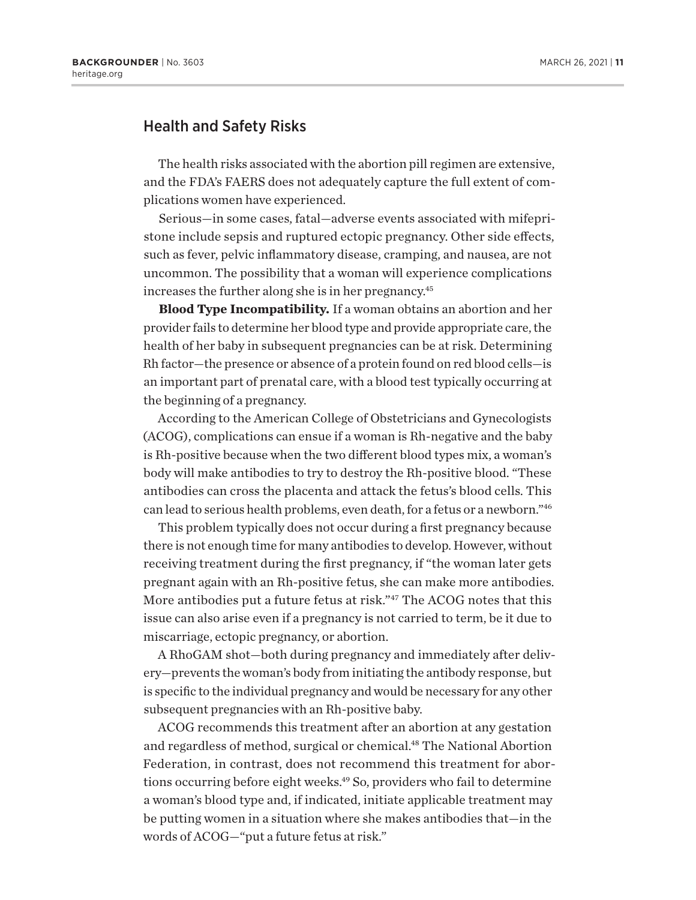## Health and Safety Risks

The health risks associated with the abortion pill regimen are extensive, and the FDA's FAERS does not adequately capture the full extent of complications women have experienced.

Serious—in some cases, fatal—adverse events associated with mifepristone include sepsis and ruptured ectopic pregnancy. Other side effects, such as fever, pelvic inflammatory disease, cramping, and nausea, are not uncommon. The possibility that a woman will experience complications increases the further along she is in her pregnancy.[45]

**Blood Type Incompatibility.** If a woman obtains an abortion and her provider fails to determine her blood type and provide appropriate care, the health of her baby in subsequent pregnancies can be at risk. Determining Rh factor—the presence or absence of a protein found on red blood cells—is an important part of prenatal care, with a blood test typically occurring at the beginning of a pregnancy.

According to the American College of Obstetricians and Gynecologists (ACOG), complications can ensue if a woman is Rh-negative and the baby is Rh-positive because when the two different blood types mix, a woman's body will make antibodies to try to destroy the Rh-positive blood. "These antibodies can cross the placenta and attack the fetus's blood cells. This can lead to serious health problems, even death, for a fetus or a newborn."[46]

This problem typically does not occur during a first pregnancy because there is not enough time for many antibodies to develop. However, without receiving treatment during the first pregnancy, if "the woman later gets pregnant again with an Rh-positive fetus, she can make more antibodies. More antibodies put a future fetus at risk."[47] The ACOG notes that this issue can also arise even if a pregnancy is not carried to term, be it due to miscarriage, ectopic pregnancy, or abortion.

A RhoGAM shot—both during pregnancy and immediately after delivery—prevents the woman's body from initiating the antibody response, but is specific to the individual pregnancy and would be necessary for any other subsequent pregnancies with an Rh-positive baby.

ACOG recommends this treatment after an abortion at any gestation and regardless of method, surgical or chemical.[48] The National Abortion Federation, in contrast, does not recommend this treatment for abortions occurring before eight weeks.[49] So, providers who fail to determine a woman's blood type and, if indicated, initiate applicable treatment may be putting women in a situation where she makes antibodies that—in the words of ACOG—"put a future fetus at risk."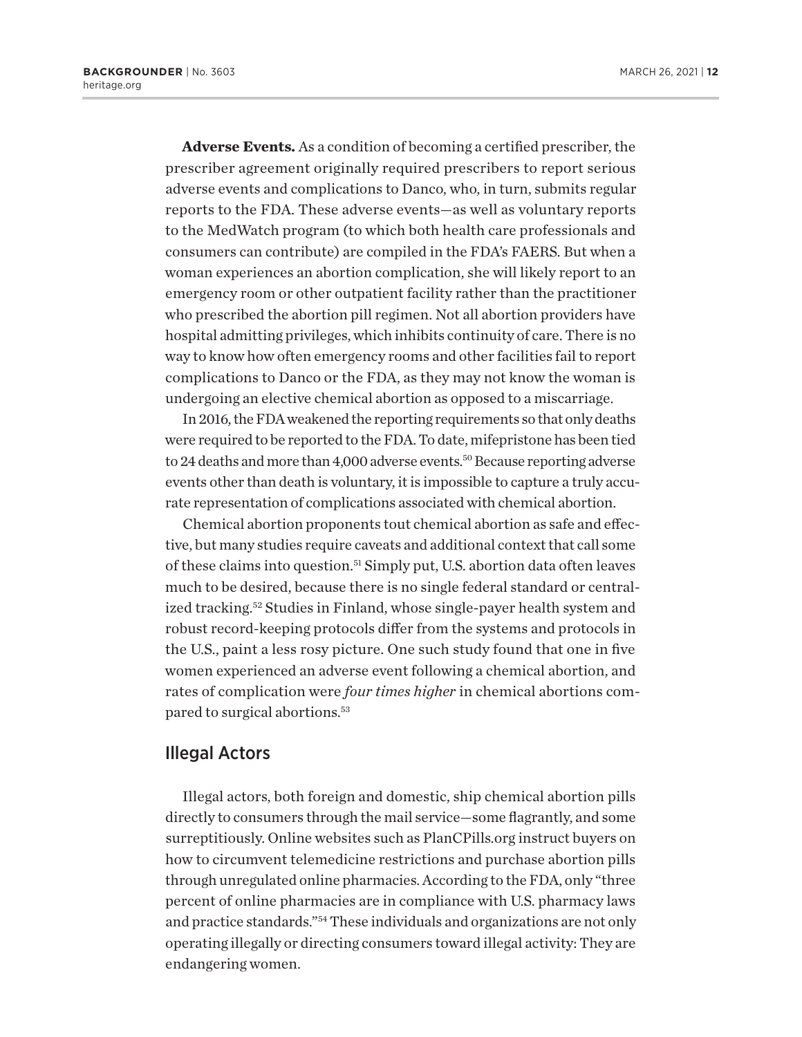**Adverse Events.** As a condition of becoming a certified prescriber, the prescriber agreement originally required prescribers to report serious adverse events and complications to Danco, who, in turn, submits regular reports to the FDA. These adverse events—as well as voluntary reports to the MedWatch program (to which both health care professionals and consumers can contribute) are compiled in the FDA's FAERS. But when a woman experiences an abortion complication, she will likely report to an emergency room or other outpatient facility rather than the practitioner who prescribed the abortion pill regimen. Not all abortion providers have hospital admitting privileges, which inhibits continuity of care. There is no way to know how often emergency rooms and other facilities fail to report complications to Danco or the FDA, as they may not know the woman is undergoing an elective chemical abortion as opposed to a miscarriage.

In 2016, the FDA weakened the reporting requirements so that only deaths were required to be reported to the FDA. To date, mifepristone has been tied to 24 deaths and more than 4,000 adverse events.[50] Because reporting adverse events other than death is voluntary, it is impossible to capture a truly accurate representation of complications associated with chemical abortion.

Chemical abortion proponents tout chemical abortion as safe and effective, but many studies require caveats and additional context that call some of these claims into question.[51] Simply put, U.S. abortion data often leaves much to be desired, because there is no single federal standard or centralized tracking.[52] Studies in Finland, whose single-payer health system and robust record-keeping protocols differ from the systems and protocols in the U.S., paint a less rosy picture. One such study found that one in five women experienced an adverse event following a chemical abortion, and rates of complication were *four times higher* in chemical abortions compared to surgical abortions.[53]

## Illegal Actors

Illegal actors, both foreign and domestic, ship chemical abortion pills directly to consumers through the mail service—some flagrantly, and some surreptitiously. Online websites such as PlanCPills.org instruct buyers on how to circumvent telemedicine restrictions and purchase abortion pills through unregulated online pharmacies. According to the FDA, only "three percent of online pharmacies are in compliance with U.S. pharmacy laws and practice standards."[54] These individuals and organizations are not only operating illegally or directing consumers toward illegal activity: They are endangering women.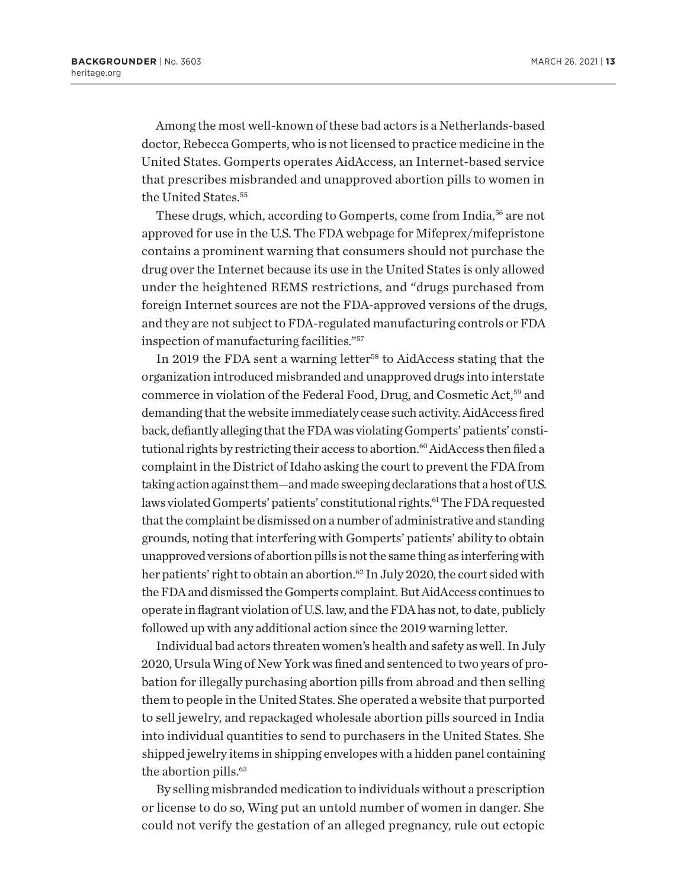Among the most well-known of these bad actors is a Netherlands-based doctor, Rebecca Gomperts, who is not licensed to practice medicine in the United States. Gomperts operates AidAccess, an Internet-based service that prescribes misbranded and unapproved abortion pills to women in the United States.[55]

These drugs, which, according to Gomperts, come from India,[56] are not approved for use in the U.S. The FDA webpage for Mifeprex/mifepristone contains a prominent warning that consumers should not purchase the drug over the Internet because its use in the United States is only allowed under the heightened REMS restrictions, and "drugs purchased from foreign Internet sources are not the FDA-approved versions of the drugs, and they are not subject to FDA-regulated manufacturing controls or FDA inspection of manufacturing facilities."[57]

In 2019 the FDA sent a warning letter[58] to AidAccess stating that the organization introduced misbranded and unapproved drugs into interstate commerce in violation of the Federal Food, Drug, and Cosmetic Act,[59] and demanding that the website immediately cease such activity. AidAccess fired back, defiantly alleging that the FDA was violating Gomperts' patients' constitutional rights by restricting their access to abortion.[60] AidAccess then filed a complaint in the District of Idaho asking the court to prevent the FDA from taking action against them—and made sweeping declarations that a host of U.S. laws violated Gomperts' patients' constitutional rights.[61] The FDA requested that the complaint be dismissed on a number of administrative and standing grounds, noting that interfering with Gomperts' patients' ability to obtain unapproved versions of abortion pills is not the same thing as interfering with her patients' right to obtain an abortion.[62] In July 2020, the court sided with the FDA and dismissed the Gomperts complaint. But AidAccess continues to operate in flagrant violation of U.S. law, and the FDA has not, to date, publicly followed up with any additional action since the 2019 warning letter.

Individual bad actors threaten women's health and safety as well. In July 2020, Ursula Wing of New York was fined and sentenced to two years of probation for illegally purchasing abortion pills from abroad and then selling them to people in the United States. She operated a website that purported to sell jewelry, and repackaged wholesale abortion pills sourced in India into individual quantities to send to purchasers in the United States. She shipped jewelry items in shipping envelopes with a hidden panel containing the abortion pills.[63]

By selling misbranded medication to individuals without a prescription or license to do so, Wing put an untold number of women in danger. She could not verify the gestation of an alleged pregnancy, rule out ectopic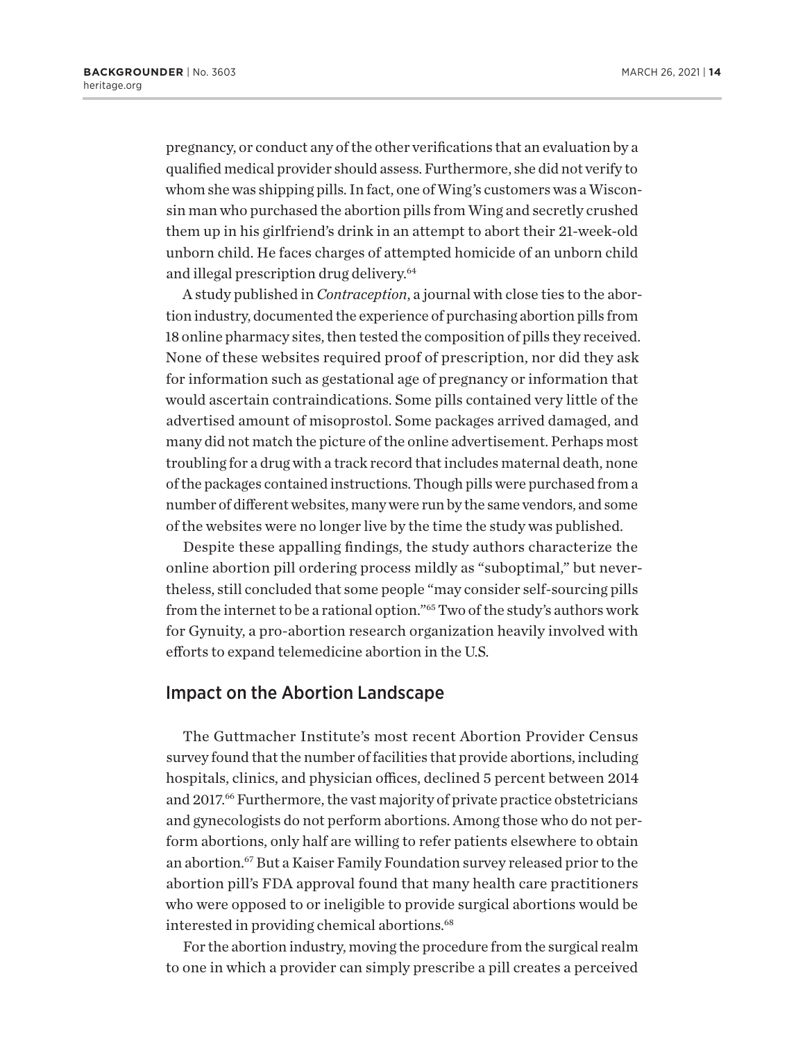pregnancy, or conduct any of the other verifications that an evaluation by a qualified medical provider should assess. Furthermore, she did not verify to whom she was shipping pills. In fact, one of Wing's customers was a Wisconsin man who purchased the abortion pills from Wing and secretly crushed them up in his girlfriend's drink in an attempt to abort their 21-week-old unborn child. He faces charges of attempted homicide of an unborn child and illegal prescription drug delivery.[64]

A study published in *Contraception*, a journal with close ties to the abortion industry, documented the experience of purchasing abortion pills from 18 online pharmacy sites, then tested the composition of pills they received. None of these websites required proof of prescription, nor did they ask for information such as gestational age of pregnancy or information that would ascertain contraindications. Some pills contained very little of the advertised amount of misoprostol. Some packages arrived damaged, and many did not match the picture of the online advertisement. Perhaps most troubling for a drug with a track record that includes maternal death, none of the packages contained instructions. Though pills were purchased from a number of different websites, many were run by the same vendors, and some of the websites were no longer live by the time the study was published.

Despite these appalling findings, the study authors characterize the online abortion pill ordering process mildly as "suboptimal," but nevertheless, still concluded that some people "may consider self-sourcing pills from the internet to be a rational option."[65] Two of the study's authors work for Gynuity, a pro-abortion research organization heavily involved with efforts to expand telemedicine abortion in the U.S.

## Impact on the Abortion Landscape

The Guttmacher Institute's most recent Abortion Provider Census survey found that the number of facilities that provide abortions, including hospitals, clinics, and physician offices, declined 5 percent between 2014 and 2017.[66] Furthermore, the vast majority of private practice obstetricians and gynecologists do not perform abortions. Among those who do not perform abortions, only half are willing to refer patients elsewhere to obtain an abortion.[67] But a Kaiser Family Foundation survey released prior to the abortion pill's FDA approval found that many health care practitioners who were opposed to or ineligible to provide surgical abortions would be interested in providing chemical abortions.[68]

For the abortion industry, moving the procedure from the surgical realm to one in which a provider can simply prescribe a pill creates a perceived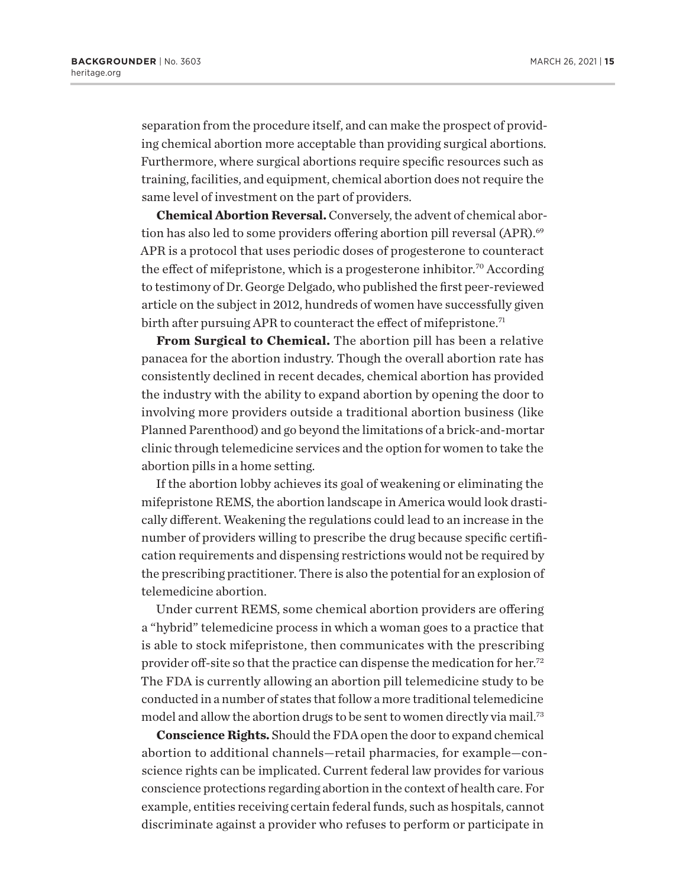separation from the procedure itself, and can make the prospect of providing chemical abortion more acceptable than providing surgical abortions. Furthermore, where surgical abortions require specific resources such as training, facilities, and equipment, chemical abortion does not require the same level of investment on the part of providers.

**Chemical Abortion Reversal.** Conversely, the advent of chemical abortion has also led to some providers offering abortion pill reversal (APR).[69] APR is a protocol that uses periodic doses of progesterone to counteract the effect of mifepristone, which is a progesterone inhibitor.[70] According to testimony of Dr. George Delgado, who published the first peer-reviewed article on the subject in 2012, hundreds of women have successfully given birth after pursuing APR to counteract the effect of mifepristone.[71]

**From Surgical to Chemical.** The abortion pill has been a relative panacea for the abortion industry. Though the overall abortion rate has consistently declined in recent decades, chemical abortion has provided the industry with the ability to expand abortion by opening the door to involving more providers outside a traditional abortion business (like Planned Parenthood) and go beyond the limitations of a brick-and-mortar clinic through telemedicine services and the option for women to take the abortion pills in a home setting.

If the abortion lobby achieves its goal of weakening or eliminating the mifepristone REMS, the abortion landscape in America would look drastically different. Weakening the regulations could lead to an increase in the number of providers willing to prescribe the drug because specific certification requirements and dispensing restrictions would not be required by the prescribing practitioner. There is also the potential for an explosion of telemedicine abortion.

Under current REMS, some chemical abortion providers are offering a "hybrid" telemedicine process in which a woman goes to a practice that is able to stock mifepristone, then communicates with the prescribing provider off-site so that the practice can dispense the medication for her.[72] The FDA is currently allowing an abortion pill telemedicine study to be conducted in a number of states that follow a more traditional telemedicine model and allow the abortion drugs to be sent to women directly via mail.[73]

**Conscience Rights.** Should the FDA open the door to expand chemical abortion to additional channels—retail pharmacies, for example—conscience rights can be implicated. Current federal law provides for various conscience protections regarding abortion in the context of health care. For example, entities receiving certain federal funds, such as hospitals, cannot discriminate against a provider who refuses to perform or participate in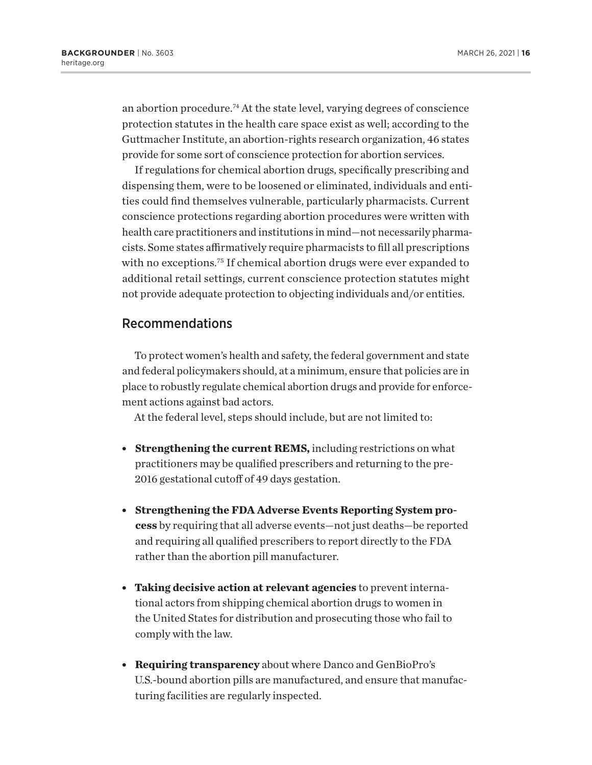an abortion procedure.[74] At the state level, varying degrees of conscience protection statutes in the health care space exist as well; according to the Guttmacher Institute, an abortion-rights research organization, 46 states provide for some sort of conscience protection for abortion services.

If regulations for chemical abortion drugs, specifically prescribing and dispensing them, were to be loosened or eliminated, individuals and entities could find themselves vulnerable, particularly pharmacists. Current conscience protections regarding abortion procedures were written with health care practitioners and institutions in mind—not necessarily pharmacists. Some states affirmatively require pharmacists to fill all prescriptions with no exceptions.[75] If chemical abortion drugs were ever expanded to additional retail settings, current conscience protection statutes might not provide adequate protection to objecting individuals and/or entities.

## Recommendations

To protect women's health and safety, the federal government and state and federal policymakers should, at a minimum, ensure that policies are in place to robustly regulate chemical abortion drugs and provide for enforcement actions against bad actors.

At the federal level, steps should include, but are not limited to:

- **Strengthening the current REMS,** including restrictions on what practitioners may be qualified prescribers and returning to the pre-2016 gestational cutoff of 49 days gestation.
- **Strengthening the FDA Adverse Events Reporting System process** by requiring that all adverse events—not just deaths—be reported and requiring all qualified prescribers to report directly to the FDA rather than the abortion pill manufacturer.
- **Taking decisive action at relevant agencies** to prevent international actors from shipping chemical abortion drugs to women in the United States for distribution and prosecuting those who fail to comply with the law.
- **Requiring transparency** about where Danco and GenBioPro's U.S.-bound abortion pills are manufactured, and ensure that manufacturing facilities are regularly inspected.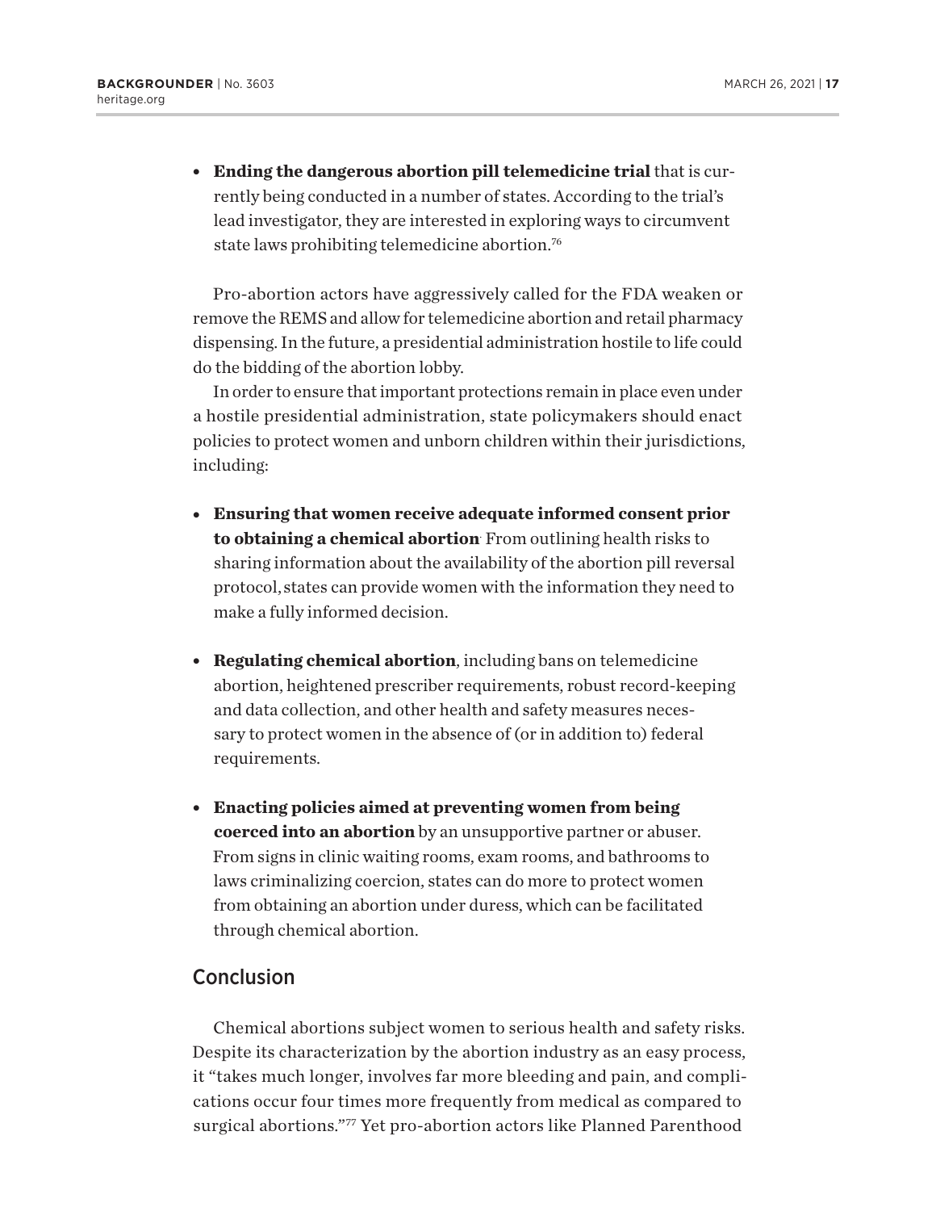- **Ending the dangerous abortion pill telemedicine trial** that is currently being conducted in a number of states. According to the trial's lead investigator, they are interested in exploring ways to circumvent state laws prohibiting telemedicine abortion.[76]

Pro-abortion actors have aggressively called for the FDA weaken or remove the REMS and allow for telemedicine abortion and retail pharmacy dispensing. In the future, a presidential administration hostile to life could do the bidding of the abortion lobby.

In order to ensure that important protections remain in place even under a hostile presidential administration, state policymakers should enact policies to protect women and unborn children within their jurisdictions, including:

- **Ensuring that women receive adequate informed consent prior to obtaining a chemical abortion**. From outlining health risks to sharing information about the availability of the abortion pill reversal protocol, states can provide women with the information they need to make a fully informed decision.

- **Regulating chemical abortion**, including bans on telemedicine abortion, heightened prescriber requirements, robust record-keeping and data collection, and other health and safety measures necessary to protect women in the absence of (or in addition to) federal requirements.

- **Enacting policies aimed at preventing women from being coerced into an abortion** by an unsupportive partner or abuser. From signs in clinic waiting rooms, exam rooms, and bathrooms to laws criminalizing coercion, states can do more to protect women from obtaining an abortion under duress, which can be facilitated through chemical abortion.

## Conclusion

Chemical abortions subject women to serious health and safety risks. Despite its characterization by the abortion industry as an easy process, it "takes much longer, involves far more bleeding and pain, and complications occur four times more frequently from medical as compared to surgical abortions."[77] Yet pro-abortion actors like Planned Parenthood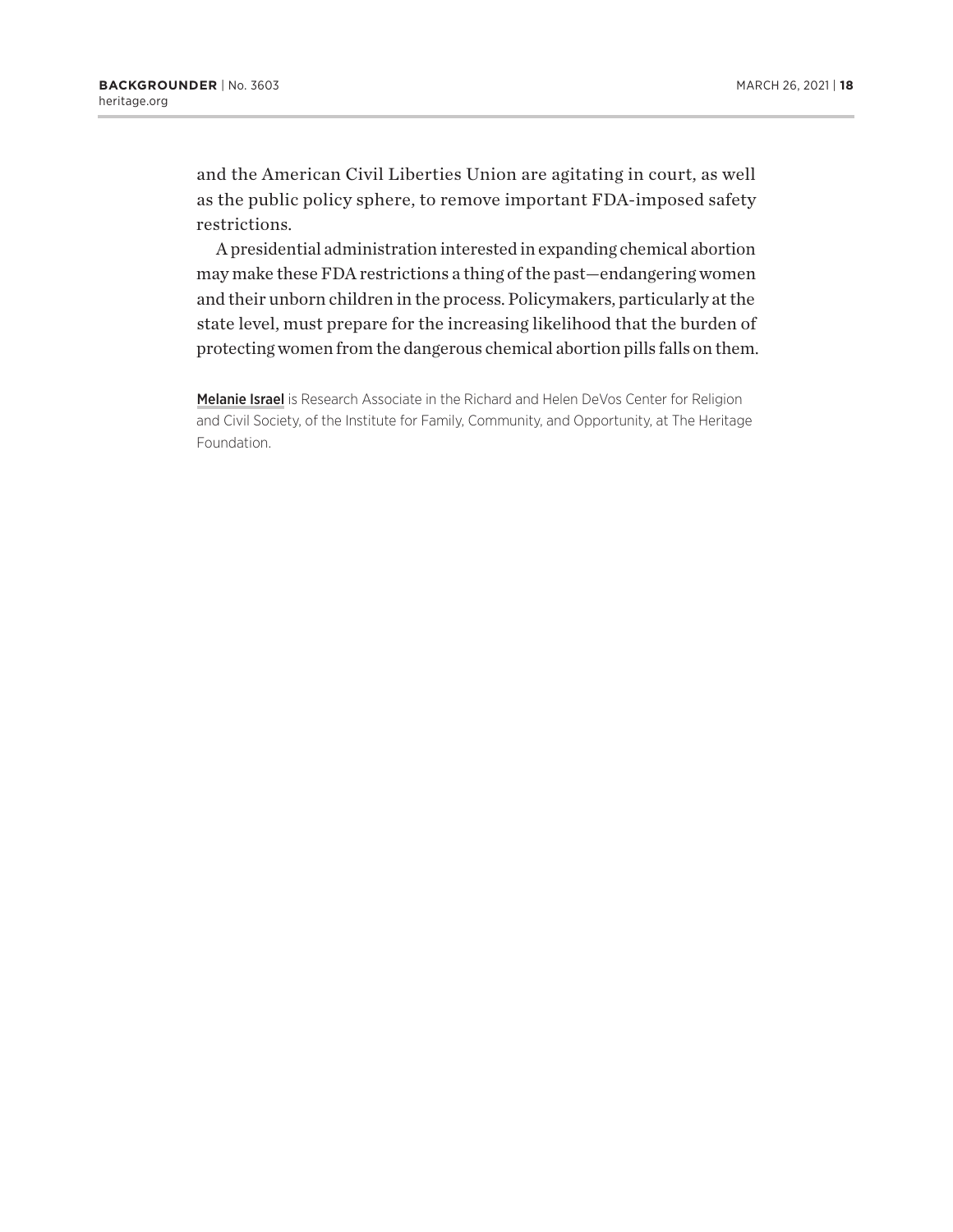and the American Civil Liberties Union are agitating in court, as well as the public policy sphere, to remove important FDA-imposed safety restrictions.

A presidential administration interested in expanding chemical abortion may make these FDA restrictions a thing of the past—endangering women and their unborn children in the process. Policymakers, particularly at the state level, must prepare for the increasing likelihood that the burden of protecting women from the dangerous chemical abortion pills falls on them.

**Melanie Israel** is Research Associate in the Richard and Helen DeVos Center for Religion and Civil Society, of the Institute for Family, Community, and Opportunity, at The Heritage Foundation.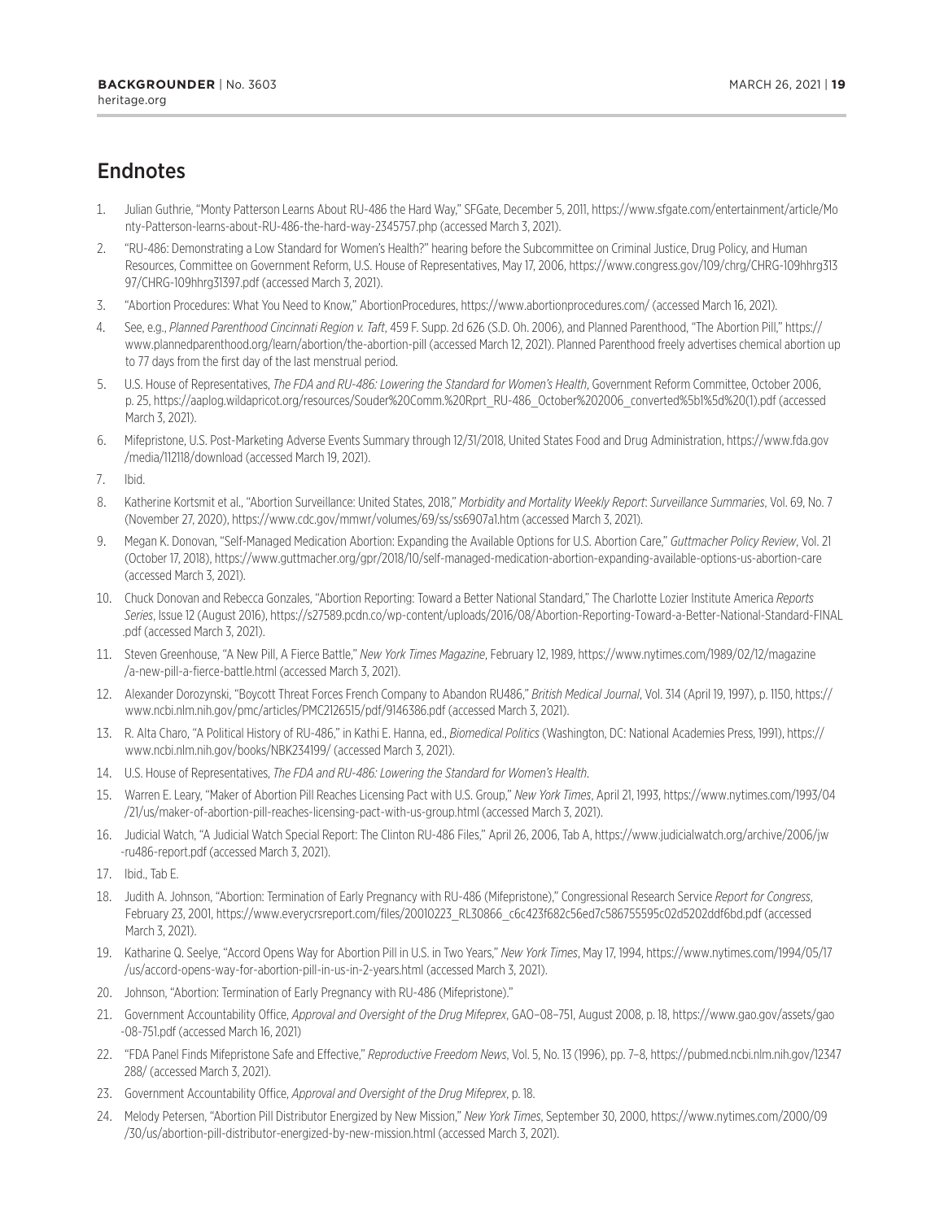## Endnotes

1. Julian Guthrie, "Monty Patterson Learns About RU-486 the Hard Way," SFGate, December 5, 2011, https://www.sfgate.com/entertainment/article/Monty-Patterson-learns-about-RU-486-the-hard-way-2345757.php (accessed March 3, 2021).
2. "RU-486: Demonstrating a Low Standard for Women's Health?" hearing before the Subcommittee on Criminal Justice, Drug Policy, and Human Resources, Committee on Government Reform, U.S. House of Representatives, May 17, 2006, https://www.congress.gov/109/chrg/CHRG-109hhrg31397/CHRG-109hhrg31397.pdf (accessed March 3, 2021).
3. "Abortion Procedures: What You Need to Know," AbortionProcedures, https://www.abortionprocedures.com/ (accessed March 16, 2021).
4. See, e.g., *Planned Parenthood Cincinnati Region v. Taft*, 459 F. Supp. 2d 626 (S.D. Oh. 2006), and Planned Parenthood, "The Abortion Pill," https://www.plannedparenthood.org/learn/abortion/the-abortion-pill (accessed March 12, 2021). Planned Parenthood freely advertises chemical abortion up to 77 days from the first day of the last menstrual period.
5. U.S. House of Representatives, *The FDA and RU-486: Lowering the Standard for Women's Health*, Government Reform Committee, October 2006, p. 25, https://aaplog.wildapricot.org/resources/Souder%20Comm.%20Rprt_RU-486_October%202006_converted%5b1%5d%20(1).pdf (accessed March 3, 2021).
6. Mifepristone, U.S. Post-Marketing Adverse Events Summary through 12/31/2018, United States Food and Drug Administration, https://www.fda.gov/media/112118/download (accessed March 19, 2021).
7. Ibid.
8. Katherine Kortsmit et al., "Abortion Surveillance: United States, 2018," *Morbidity and Mortality Weekly Report*: *Surveillance Summaries*, Vol. 69, No. 7 (November 27, 2020), https://www.cdc.gov/mmwr/volumes/69/ss/ss6907a1.htm (accessed March 3, 2021).
9. Megan K. Donovan, "Self-Managed Medication Abortion: Expanding the Available Options for U.S. Abortion Care," *Guttmacher Policy Review*, Vol. 21 (October 17, 2018), https://www.guttmacher.org/gpr/2018/10/self-managed-medication-abortion-expanding-available-options-us-abortion-care (accessed March 3, 2021).
10. Chuck Donovan and Rebecca Gonzales, "Abortion Reporting: Toward a Better National Standard," The Charlotte Lozier Institute America *Reports Series*, Issue 12 (August 2016), https://s27589.pcdn.co/wp-content/uploads/2016/08/Abortion-Reporting-Toward-a-Better-National-Standard-FINAL.pdf (accessed March 3, 2021).
11. Steven Greenhouse, "A New Pill, A Fierce Battle," *New York Times Magazine*, February 12, 1989, https://www.nytimes.com/1989/02/12/magazine/a-new-pill-a-fierce-battle.html (accessed March 3, 2021).
12. Alexander Dorozynski, "Boycott Threat Forces French Company to Abandon RU486," *British Medical Journal*, Vol. 314 (April 19, 1997), p. 1150, https://www.ncbi.nlm.nih.gov/pmc/articles/PMC2126515/pdf/9146386.pdf (accessed March 3, 2021).
13. R. Alta Charo, "A Political History of RU-486," in Kathi E. Hanna, ed., *Biomedical Politics* (Washington, DC: National Academies Press, 1991), https://www.ncbi.nlm.nih.gov/books/NBK234199/ (accessed March 3, 2021).
14. U.S. House of Representatives, *The FDA and RU-486: Lowering the Standard for Women's Health*.
15. Warren E. Leary, "Maker of Abortion Pill Reaches Licensing Pact with U.S. Group," *New York Times*, April 21, 1993, https://www.nytimes.com/1993/04/21/us/maker-of-abortion-pill-reaches-licensing-pact-with-us-group.html (accessed March 3, 2021).
16. Judicial Watch, "A Judicial Watch Special Report: The Clinton RU-486 Files," April 26, 2006, Tab A, https://www.judicialwatch.org/archive/2006/jw-ru486-report.pdf (accessed March 3, 2021).
17. Ibid., Tab E.
18. Judith A. Johnson, "Abortion: Termination of Early Pregnancy with RU-486 (Mifepristone)," Congressional Research Service *Report for Congress*, February 23, 2001, https://www.everycrsreport.com/files/20010223_RL30866_c6c423f682c56ed7c586755595c02d5202ddf6bd.pdf (accessed March 3, 2021).
19. Katharine Q. Seelye, "Accord Opens Way for Abortion Pill in U.S. in Two Years," *New York Times*, May 17, 1994, https://www.nytimes.com/1994/05/17/us/accord-opens-way-for-abortion-pill-in-us-in-2-years.html (accessed March 3, 2021).
20. Johnson, "Abortion: Termination of Early Pregnancy with RU-486 (Mifepristone)."
21. Government Accountability Office, *Approval and Oversight of the Drug Mifeprex*, GAO–08–751, August 2008, p. 18, https://www.gao.gov/assets/gao-08-751.pdf (accessed March 16, 2021)
22. "FDA Panel Finds Mifepristone Safe and Effective," *Reproductive Freedom News*, Vol. 5, No. 13 (1996), pp. 7–8, https://pubmed.ncbi.nlm.nih.gov/12347288/ (accessed March 3, 2021).
23. Government Accountability Office, *Approval and Oversight of the Drug Mifeprex*, p. 18.
24. Melody Petersen, "Abortion Pill Distributor Energized by New Mission," *New York Times*, September 30, 2000, https://www.nytimes.com/2000/09/30/us/abortion-pill-distributor-energized-by-new-mission.html (accessed March 3, 2021).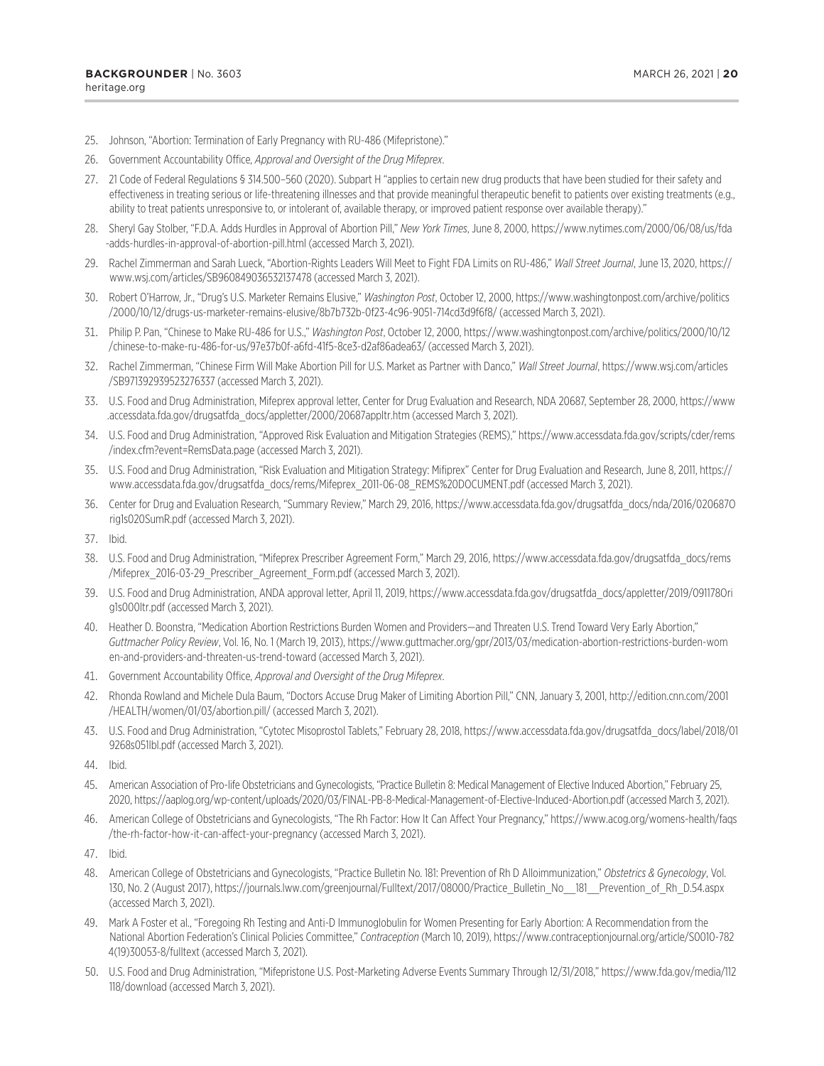25. Johnson, "Abortion: Termination of Early Pregnancy with RU-486 (Mifepristone)."

26. Government Accountability Office, *Approval and Oversight of the Drug Mifeprex*.

27. 21 Code of Federal Regulations § 314.500–560 (2020). Subpart H "applies to certain new drug products that have been studied for their safety and effectiveness in treating serious or life-threatening illnesses and that provide meaningful therapeutic benefit to patients over existing treatments (e.g., ability to treat patients unresponsive to, or intolerant of, available therapy, or improved patient response over available therapy)."

28. Sheryl Gay Stolber, "F.D.A. Adds Hurdles in Approval of Abortion Pill," *New York Times*, June 8, 2000, https://www.nytimes.com/2000/06/08/us/fda-adds-hurdles-in-approval-of-abortion-pill.html (accessed March 3, 2021).

29. Rachel Zimmerman and Sarah Lueck, "Abortion-Rights Leaders Will Meet to Fight FDA Limits on RU-486," *Wall Street Journal*, June 13, 2020, https://www.wsj.com/articles/SB960849036532137478 (accessed March 3, 2021).

30. Robert O'Harrow, Jr., "Drug's U.S. Marketer Remains Elusive," *Washington Post*, October 12, 2000, https://www.washingtonpost.com/archive/politics/2000/10/12/drugs-us-marketer-remains-elusive/8b7b732b-0f23-4c96-9051-714cd3d9f6f8/ (accessed March 3, 2021).

31. Philip P. Pan, "Chinese to Make RU-486 for U.S.," *Washington Post*, October 12, 2000, https://www.washingtonpost.com/archive/politics/2000/10/12/chinese-to-make-ru-486-for-us/97e37b0f-a6fd-41f5-8ce3-d2af86adea63/ (accessed March 3, 2021).

32. Rachel Zimmerman, "Chinese Firm Will Make Abortion Pill for U.S. Market as Partner with Danco," *Wall Street Journal*, https://www.wsj.com/articles/SB971392939523276337 (accessed March 3, 2021).

33. U.S. Food and Drug Administration, Mifeprex approval letter, Center for Drug Evaluation and Research, NDA 20687, September 28, 2000, https://www.accessdata.fda.gov/drugsatfda_docs/appletter/2000/20687appltr.htm (accessed March 3, 2021).

34. U.S. Food and Drug Administration, "Approved Risk Evaluation and Mitigation Strategies (REMS)," https://www.accessdata.fda.gov/scripts/cder/rems/index.cfm?event=RemsData.page (accessed March 3, 2021).

35. U.S. Food and Drug Administration, "Risk Evaluation and Mitigation Strategy: Mifiprex" Center for Drug Evaluation and Research, June 8, 2011, https://www.accessdata.fda.gov/drugsatfda_docs/rems/Mifeprex_2011-06-08_REMS%20DOCUMENT.pdf (accessed March 3, 2021).

36. Center for Drug and Evaluation Research, "Summary Review," March 29, 2016, https://www.accessdata.fda.gov/drugsatfda_docs/nda/2016/020687Orig1s020SumR.pdf (accessed March 3, 2021).

37. Ibid.

38. U.S. Food and Drug Administration, "Mifeprex Prescriber Agreement Form," March 29, 2016, https://www.accessdata.fda.gov/drugsatfda_docs/rems/Mifeprex_2016-03-29_Prescriber_Agreement_Form.pdf (accessed March 3, 2021).

39. U.S. Food and Drug Administration, ANDA approval letter, April 11, 2019, https://www.accessdata.fda.gov/drugsatfda_docs/appletter/2019/091178Orig1s000ltr.pdf (accessed March 3, 2021).

40. Heather D. Boonstra, "Medication Abortion Restrictions Burden Women and Providers—and Threaten U.S. Trend Toward Very Early Abortion," *Guttmacher Policy Review*, Vol. 16, No. 1 (March 19, 2013), https://www.guttmacher.org/gpr/2013/03/medication-abortion-restrictions-burden-women-and-providers-and-threaten-us-trend-toward (accessed March 3, 2021).

41. Government Accountability Office, *Approval and Oversight of the Drug Mifeprex*.

42. Rhonda Rowland and Michele Dula Baum, "Doctors Accuse Drug Maker of Limiting Abortion Pill," CNN, January 3, 2001, http://edition.cnn.com/2001/HEALTH/women/01/03/abortion.pill/ (accessed March 3, 2021).

43. U.S. Food and Drug Administration, "Cytotec Misoprostol Tablets," February 28, 2018, https://www.accessdata.fda.gov/drugsatfda_docs/label/2018/019268s051lbl.pdf (accessed March 3, 2021).

44. Ibid.

45. American Association of Pro-life Obstetricians and Gynecologists, "Practice Bulletin 8: Medical Management of Elective Induced Abortion," February 25, 2020, https://aaplog.org/wp-content/uploads/2020/03/FINAL-PB-8-Medical-Management-of-Elective-Induced-Abortion.pdf (accessed March 3, 2021).

46. American College of Obstetricians and Gynecologists, "The Rh Factor: How It Can Affect Your Pregnancy," https://www.acog.org/womens-health/faqs/the-rh-factor-how-it-can-affect-your-pregnancy (accessed March 3, 2021).

47. Ibid.

48. American College of Obstetricians and Gynecologists, "Practice Bulletin No. 181: Prevention of Rh D Alloimmunization," *Obstetrics & Gynecology*, Vol. 130, No. 2 (August 2017), https://journals.lww.com/greenjournal/Fulltext/2017/08000/Practice_Bulletin_No__181__Prevention_of_Rh_D.54.aspx (accessed March 3, 2021).

49. Mark A Foster et al., "Foregoing Rh Testing and Anti-D Immunoglobulin for Women Presenting for Early Abortion: A Recommendation from the National Abortion Federation's Clinical Policies Committee," *Contraception* (March 10, 2019), https://www.contraceptionjournal.org/article/S0010-7824(19)30053-8/fulltext (accessed March 3, 2021).

50. U.S. Food and Drug Administration, "Mifepristone U.S. Post-Marketing Adverse Events Summary Through 12/31/2018," https://www.fda.gov/media/112118/download (accessed March 3, 2021).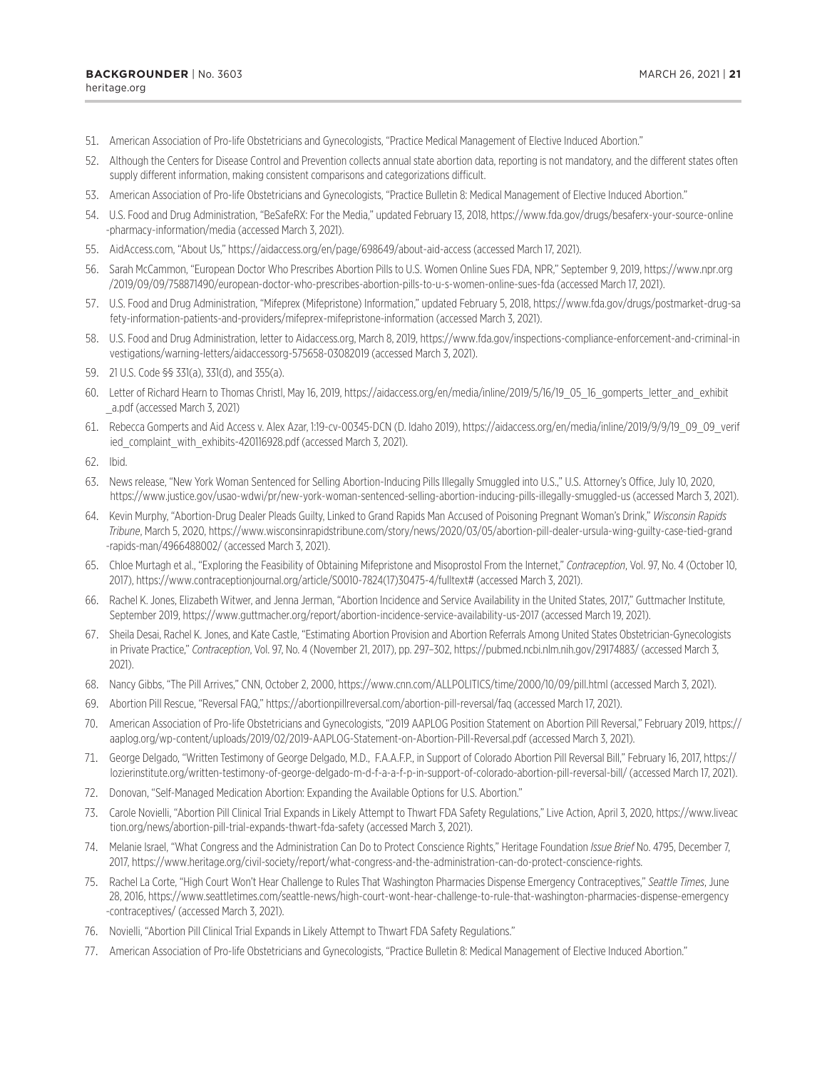51. American Association of Pro-life Obstetricians and Gynecologists, "Practice Medical Management of Elective Induced Abortion."
52. Although the Centers for Disease Control and Prevention collects annual state abortion data, reporting is not mandatory, and the different states often supply different information, making consistent comparisons and categorizations difficult.
53. American Association of Pro-life Obstetricians and Gynecologists, "Practice Bulletin 8: Medical Management of Elective Induced Abortion."
54. U.S. Food and Drug Administration, "BeSafeRX: For the Media," updated February 13, 2018, https://www.fda.gov/drugs/besaferx-your-source-online-pharmacy-information/media (accessed March 3, 2021).
55. AidAccess.com, "About Us," https://aidaccess.org/en/page/698649/about-aid-access (accessed March 17, 2021).
56. Sarah McCammon, "European Doctor Who Prescribes Abortion Pills to U.S. Women Online Sues FDA, NPR," September 9, 2019, https://www.npr.org/2019/09/09/758871490/european-doctor-who-prescribes-abortion-pills-to-u-s-women-online-sues-fda (accessed March 17, 2021).
57. U.S. Food and Drug Administration, "Mifeprex (Mifepristone) Information," updated February 5, 2018, https://www.fda.gov/drugs/postmarket-drug-safety-information-patients-and-providers/mifeprex-mifepristone-information (accessed March 3, 2021).
58. U.S. Food and Drug Administration, letter to Aidaccess.org, March 8, 2019, https://www.fda.gov/inspections-compliance-enforcement-and-criminal-investigations/warning-letters/aidaccessorg-575658-03082019 (accessed March 3, 2021).
59. 21 U.S. Code §§ 331(a), 331(d), and 355(a).
60. Letter of Richard Hearn to Thomas Christl, May 16, 2019, https://aidaccess.org/en/media/inline/2019/5/16/19_05_16_gomperts_letter_and_exhibit_a.pdf (accessed March 3, 2021)
61. Rebecca Gomperts and Aid Access v. Alex Azar, 1:19-cv-00345-DCN (D. Idaho 2019), https://aidaccess.org/en/media/inline/2019/9/9/19_09_09_verified_complaint_with_exhibits-420116928.pdf (accessed March 3, 2021).
62. Ibid.
63. News release, "New York Woman Sentenced for Selling Abortion-Inducing Pills Illegally Smuggled into U.S.," U.S. Attorney's Office, July 10, 2020, https://www.justice.gov/usao-wdwi/pr/new-york-woman-sentenced-selling-abortion-inducing-pills-illegally-smuggled-us (accessed March 3, 2021).
64. Kevin Murphy, "Abortion-Drug Dealer Pleads Guilty, Linked to Grand Rapids Man Accused of Poisoning Pregnant Woman's Drink," *Wisconsin Rapids Tribune*, March 5, 2020, https://www.wisconsinrapidstribune.com/story/news/2020/03/05/abortion-pill-dealer-ursula-wing-guilty-case-tied-grand-rapids-man/4966488002/ (accessed March 3, 2021).
65. Chloe Murtagh et al., "Exploring the Feasibility of Obtaining Mifepristone and Misoprostol From the Internet," *Contraception*, Vol. 97, No. 4 (October 10, 2017), https://www.contraceptionjournal.org/article/S0010-7824(17)30475-4/fulltext# (accessed March 3, 2021).
66. Rachel K. Jones, Elizabeth Witwer, and Jenna Jerman, "Abortion Incidence and Service Availability in the United States, 2017," Guttmacher Institute, September 2019, https://www.guttmacher.org/report/abortion-incidence-service-availability-us-2017 (accessed March 19, 2021).
67. Sheila Desai, Rachel K. Jones, and Kate Castle, "Estimating Abortion Provision and Abortion Referrals Among United States Obstetrician-Gynecologists in Private Practice," *Contraception*, Vol. 97, No. 4 (November 21, 2017), pp. 297–302, https://pubmed.ncbi.nlm.nih.gov/29174883/ (accessed March 3, 2021).
68. Nancy Gibbs, "The Pill Arrives," CNN, October 2, 2000, https://www.cnn.com/ALLPOLITICS/time/2000/10/09/pill.html (accessed March 3, 2021).
69. Abortion Pill Rescue, "Reversal FAQ," https://abortionpillreversal.com/abortion-pill-reversal/faq (accessed March 17, 2021).
70. American Association of Pro-life Obstetricians and Gynecologists, "2019 AAPLOG Position Statement on Abortion Pill Reversal," February 2019, https://aaplog.org/wp-content/uploads/2019/02/2019-AAPLOG-Statement-on-Abortion-Pill-Reversal.pdf (accessed March 3, 2021).
71. George Delgado, "Written Testimony of George Delgado, M.D., F.A.A.F.P., in Support of Colorado Abortion Pill Reversal Bill," February 16, 2017, https://lozierinstitute.org/written-testimony-of-george-delgado-m-d-f-a-a-f-p-in-support-of-colorado-abortion-pill-reversal-bill/ (accessed March 17, 2021).
72. Donovan, "Self-Managed Medication Abortion: Expanding the Available Options for U.S. Abortion."
73. Carole Novielli, "Abortion Pill Clinical Trial Expands in Likely Attempt to Thwart FDA Safety Regulations," Live Action, April 3, 2020, https://www.liveaction.org/news/abortion-pill-trial-expands-thwart-fda-safety (accessed March 3, 2021).
74. Melanie Israel, "What Congress and the Administration Can Do to Protect Conscience Rights," Heritage Foundation *Issue Brief* No. 4795, December 7, 2017, https://www.heritage.org/civil-society/report/what-congress-and-the-administration-can-do-protect-conscience-rights.
75. Rachel La Corte, "High Court Won't Hear Challenge to Rules That Washington Pharmacies Dispense Emergency Contraceptives," *Seattle Times*, June 28, 2016, https://www.seattletimes.com/seattle-news/high-court-wont-hear-challenge-to-rule-that-washington-pharmacies-dispense-emergency-contraceptives/ (accessed March 3, 2021).
76. Novielli, "Abortion Pill Clinical Trial Expands in Likely Attempt to Thwart FDA Safety Regulations."
77. American Association of Pro-life Obstetricians and Gynecologists, "Practice Bulletin 8: Medical Management of Elective Induced Abortion."